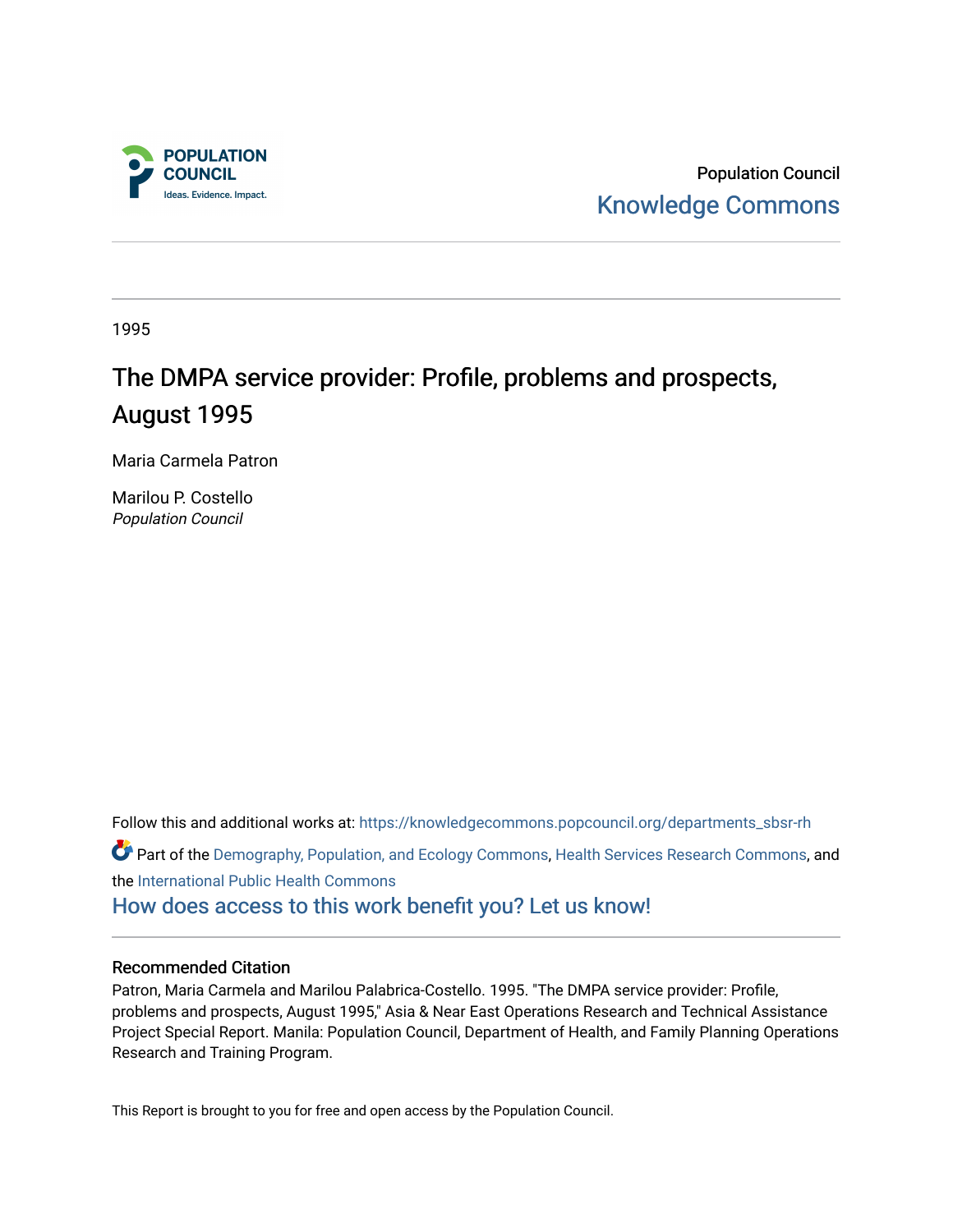Population Council

Knowledge Commons

1995

# The DMPA service provider: Profile, problems and prospects, August 1995

Maria Carmela Patron

Marilou P. Costello
*Population Council*

Follow this and additional works at: https://knowledgecommons.popcouncil.org/departments_sbsr-rh

Part of the Demography, Population, and Ecology Commons, Health Services Research Commons, and the International Public Health Commons

How does access to this work benefit you? Let us know!

## Recommended Citation

Patron, Maria Carmela and Marilou Palabrica-Costello. 1995. "The DMPA service provider: Profile, problems and prospects, August 1995," Asia & Near East Operations Research and Technical Assistance Project Special Report. Manila: Population Council, Department of Health, and Family Planning Operations Research and Training Program.

This Report is brought to you for free and open access by the Population Council.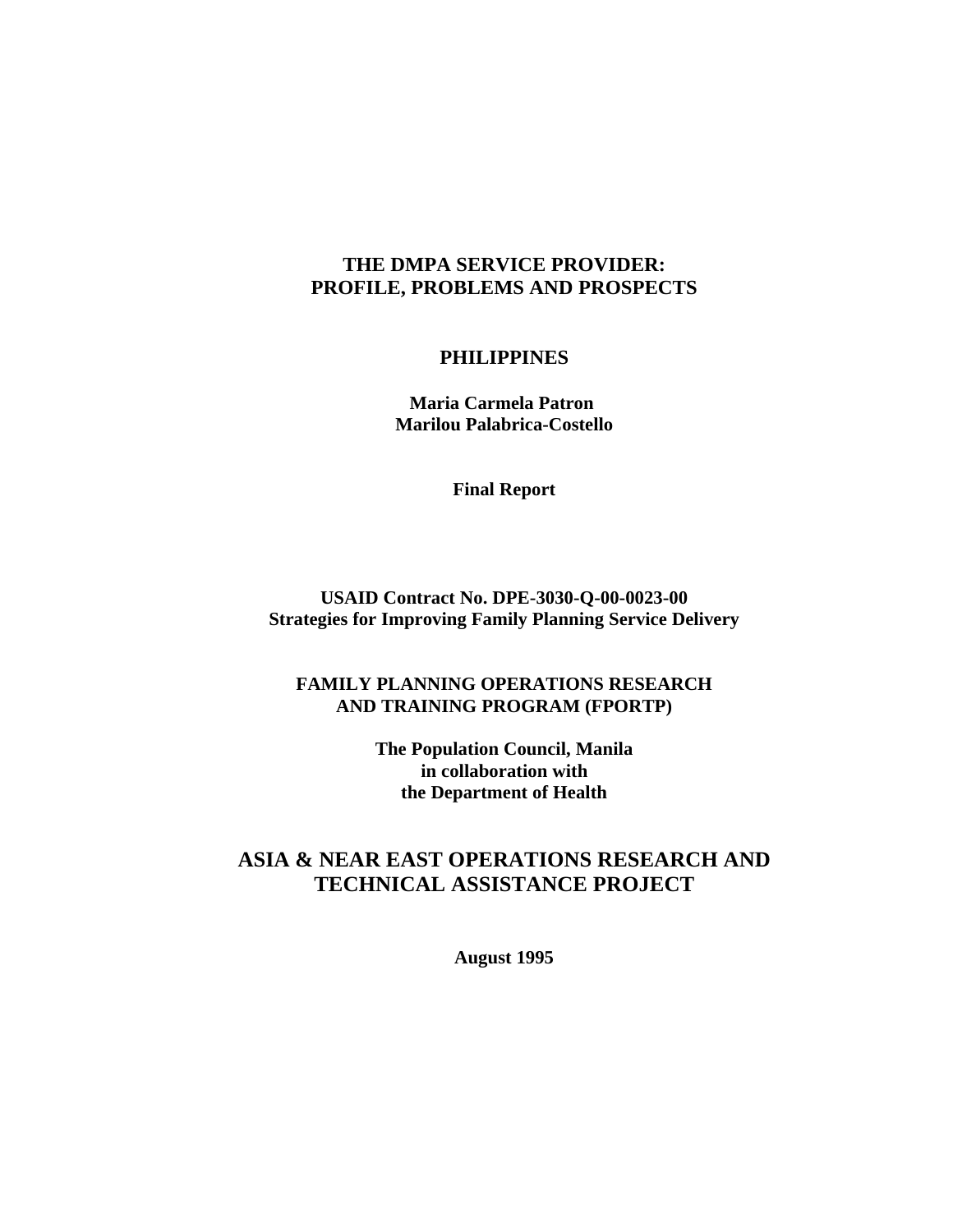# THE DMPA SERVICE PROVIDER: PROFILE, PROBLEMS AND PROSPECTS

## PHILIPPINES

**Maria Carmela Patron**
**Marilou Palabrica-Costello**

**Final Report**

**USAID Contract No. DPE-3030-Q-00-0023-00**
**Strategies for Improving Family Planning Service Delivery**

**FAMILY PLANNING OPERATIONS RESEARCH AND TRAINING PROGRAM (FPORTP)**

**The Population Council, Manila**
**in collaboration with**
**the Department of Health**

## ASIA & NEAR EAST OPERATIONS RESEARCH AND TECHNICAL ASSISTANCE PROJECT

**August 1995**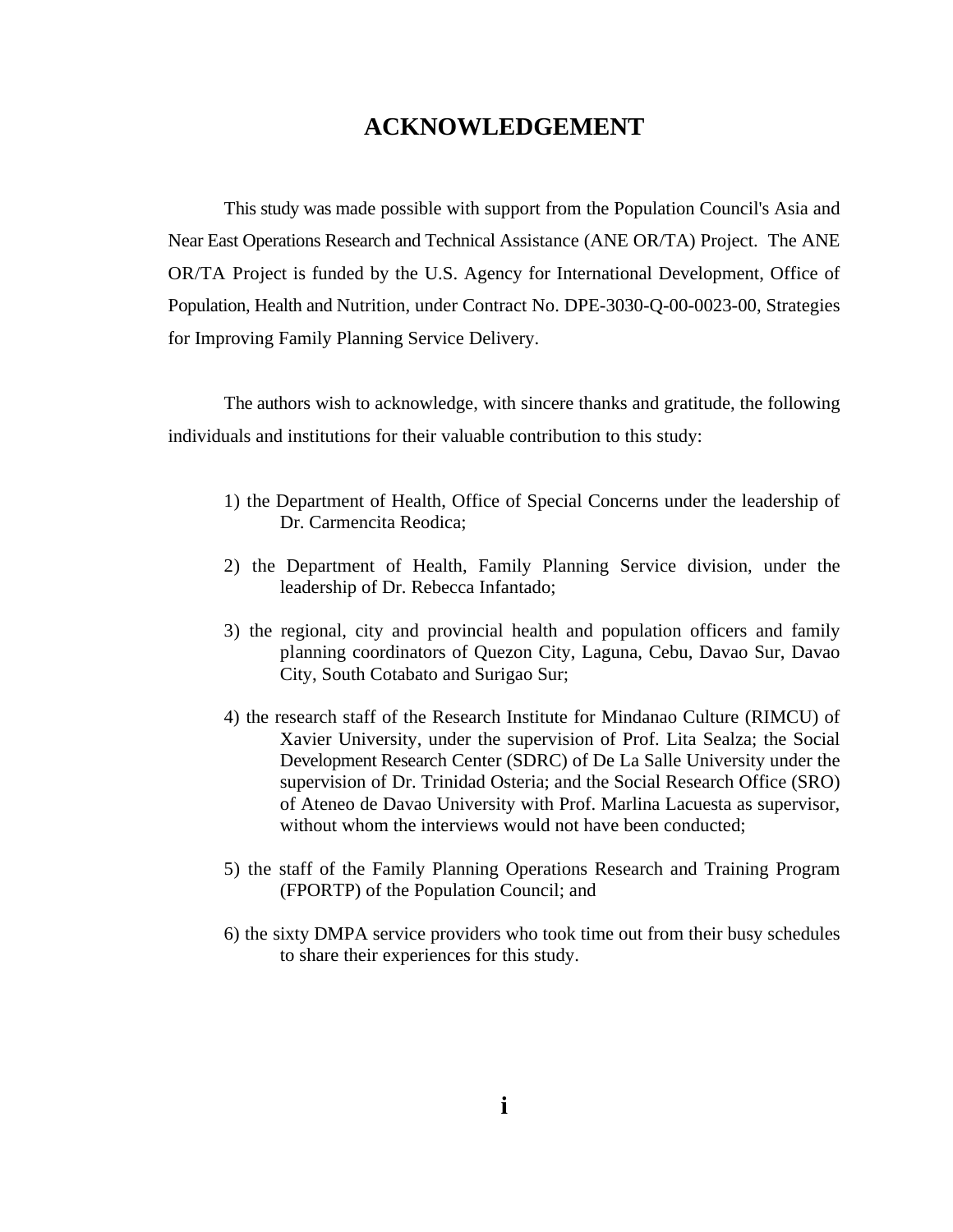# ACKNOWLEDGEMENT

This study was made possible with support from the Population Council's Asia and Near East Operations Research and Technical Assistance (ANE OR/TA) Project. The ANE OR/TA Project is funded by the U.S. Agency for International Development, Office of Population, Health and Nutrition, under Contract No. DPE-3030-Q-00-0023-00, Strategies for Improving Family Planning Service Delivery.

The authors wish to acknowledge, with sincere thanks and gratitude, the following individuals and institutions for their valuable contribution to this study:

1) the Department of Health, Office of Special Concerns under the leadership of Dr. Carmencita Reodica;

2) the Department of Health, Family Planning Service division, under the leadership of Dr. Rebecca Infantado;

3) the regional, city and provincial health and population officers and family planning coordinators of Quezon City, Laguna, Cebu, Davao Sur, Davao City, South Cotabato and Surigao Sur;

4) the research staff of the Research Institute for Mindanao Culture (RIMCU) of Xavier University, under the supervision of Prof. Lita Sealza; the Social Development Research Center (SDRC) of De La Salle University under the supervision of Dr. Trinidad Osteria; and the Social Research Office (SRO) of Ateneo de Davao University with Prof. Marlina Lacuesta as supervisor, without whom the interviews would not have been conducted;

5) the staff of the Family Planning Operations Research and Training Program (FPORTP) of the Population Council; and

6) the sixty DMPA service providers who took time out from their busy schedules to share their experiences for this study.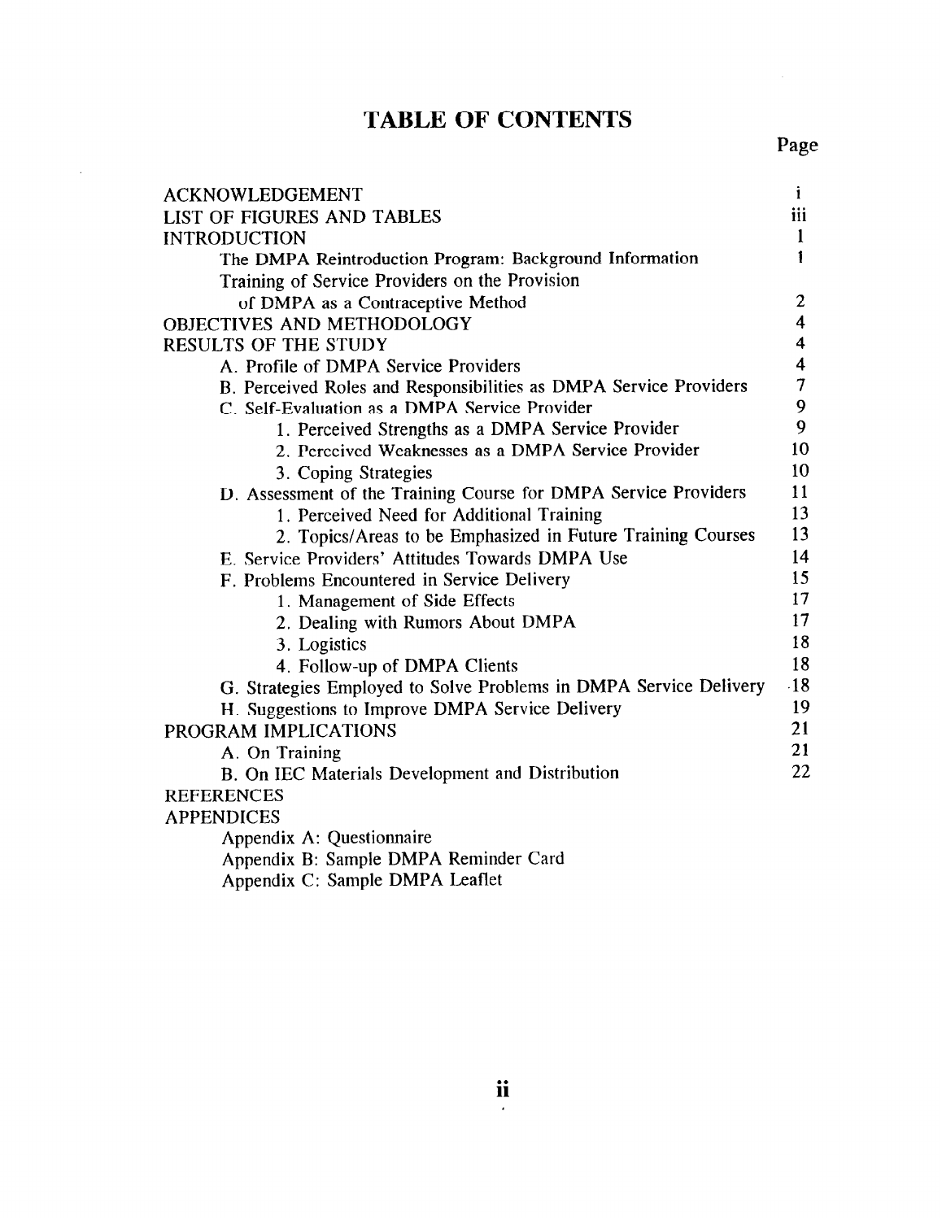# TABLE OF CONTENTS

| | Page |
|---|---|
| ACKNOWLEDGEMENT | i |
| LIST OF FIGURES AND TABLES | iii |
| INTRODUCTION | 1 |
| The DMPA Reintroduction Program: Background Information | 1 |
| Training of Service Providers on the Provision of DMPA as a Contraceptive Method | 2 |
| OBJECTIVES AND METHODOLOGY | 4 |
| RESULTS OF THE STUDY | 4 |
| A. Profile of DMPA Service Providers | 4 |
| B. Perceived Roles and Responsibilities as DMPA Service Providers | 7 |
| C. Self-Evaluation as a DMPA Service Provider | 9 |
| 1. Perceived Strengths as a DMPA Service Provider | 9 |
| 2. Perceived Weaknesses as a DMPA Service Provider | 10 |
| 3. Coping Strategies | 10 |
| D. Assessment of the Training Course for DMPA Service Providers | 11 |
| 1. Perceived Need for Additional Training | 13 |
| 2. Topics/Areas to be Emphasized in Future Training Courses | 13 |
| E. Service Providers' Attitudes Towards DMPA Use | 14 |
| F. Problems Encountered in Service Delivery | 15 |
| 1. Management of Side Effects | 17 |
| 2. Dealing with Rumors About DMPA | 17 |
| 3. Logistics | 18 |
| 4. Follow-up of DMPA Clients | 18 |
| G. Strategies Employed to Solve Problems in DMPA Service Delivery | 18 |
| H. Suggestions to Improve DMPA Service Delivery | 19 |
| PROGRAM IMPLICATIONS | 21 |
| A. On Training | 21 |
| B. On IEC Materials Development and Distribution | 22 |
| REFERENCES | |
| APPENDICES | |
| Appendix A: Questionnaire | |
| Appendix B: Sample DMPA Reminder Card | |
| Appendix C: Sample DMPA Leaflet | |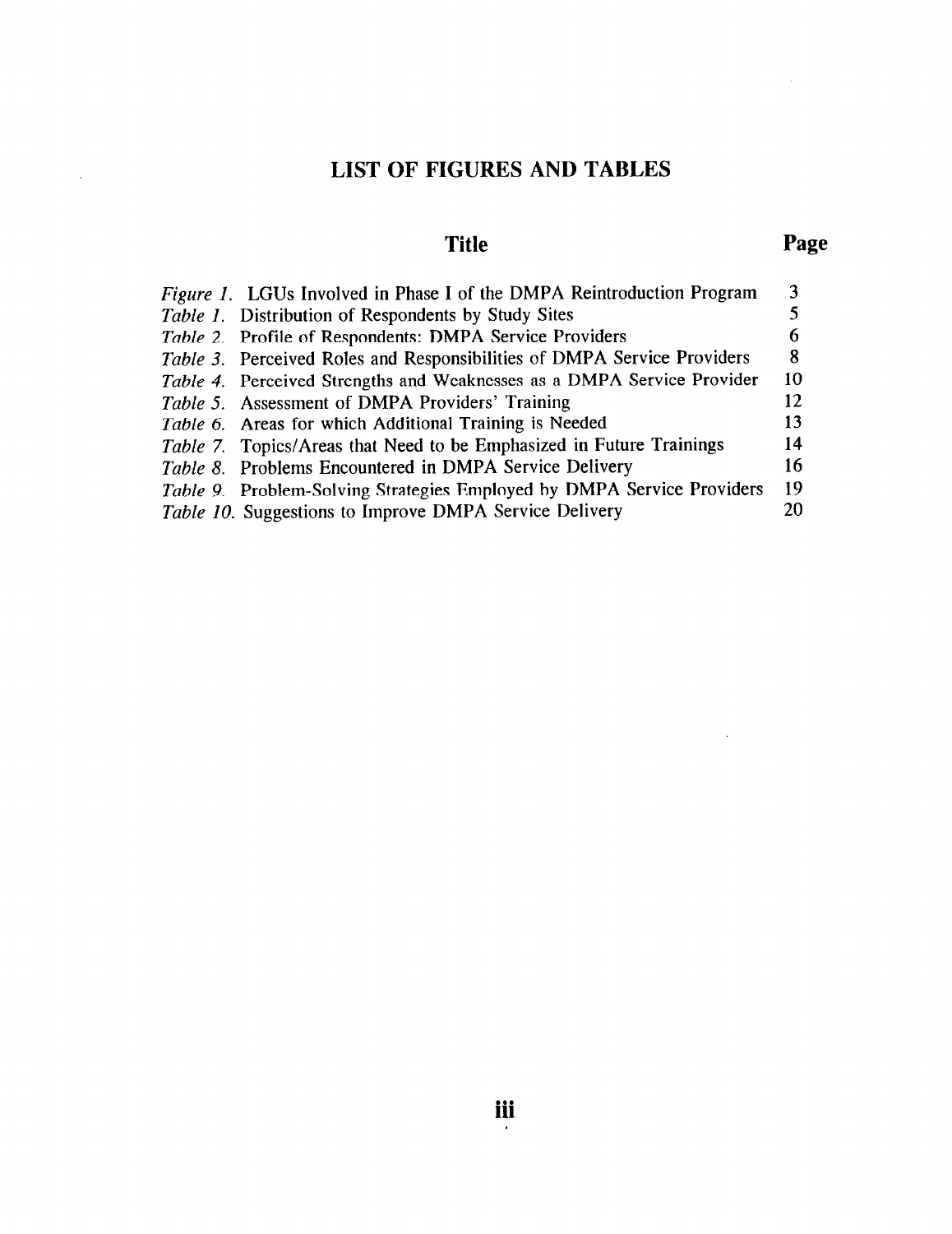# LIST OF FIGURES AND TABLES

| Title | Page |
|---|---|
| *Figure 1.* LGUs Involved in Phase I of the DMPA Reintroduction Program | 3 |
| *Table 1.* Distribution of Respondents by Study Sites | 5 |
| *Table 2.* Profile of Respondents: DMPA Service Providers | 6 |
| *Table 3.* Perceived Roles and Responsibilities of DMPA Service Providers | 8 |
| *Table 4.* Perceived Strengths and Weaknesses as a DMPA Service Provider | 10 |
| *Table 5.* Assessment of DMPA Providers' Training | 12 |
| *Table 6.* Areas for which Additional Training is Needed | 13 |
| *Table 7.* Topics/Areas that Need to be Emphasized in Future Trainings | 14 |
| *Table 8.* Problems Encountered in DMPA Service Delivery | 16 |
| *Table 9.* Problem-Solving Strategies Employed by DMPA Service Providers | 19 |
| *Table 10.* Suggestions to Improve DMPA Service Delivery | 20 |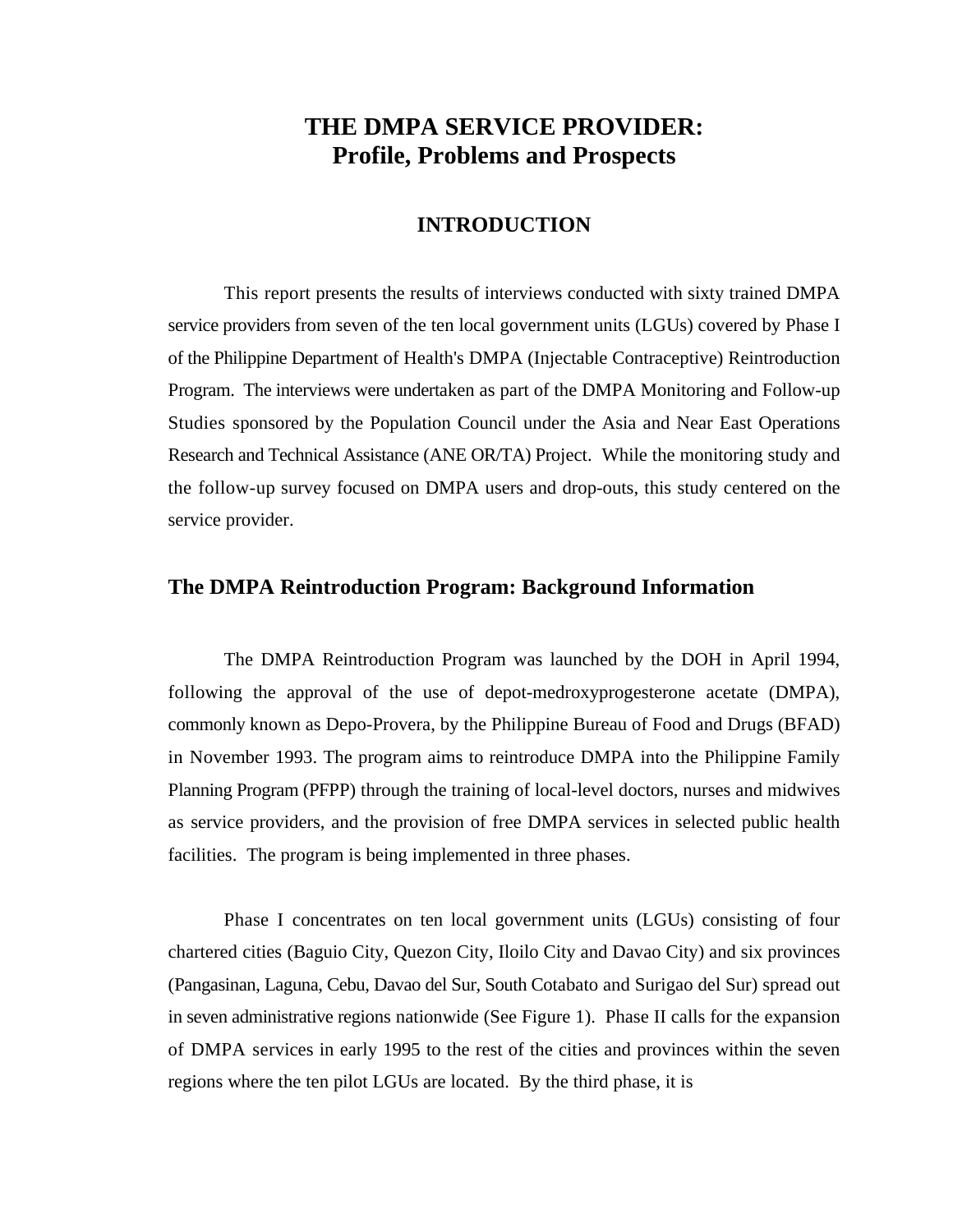# THE DMPA SERVICE PROVIDER:
# Profile, Problems and Prospects

## INTRODUCTION

This report presents the results of interviews conducted with sixty trained DMPA service providers from seven of the ten local government units (LGUs) covered by Phase I of the Philippine Department of Health's DMPA (Injectable Contraceptive) Reintroduction Program. The interviews were undertaken as part of the DMPA Monitoring and Follow-up Studies sponsored by the Population Council under the Asia and Near East Operations Research and Technical Assistance (ANE OR/TA) Project. While the monitoring study and the follow-up survey focused on DMPA users and drop-outs, this study centered on the service provider.

### The DMPA Reintroduction Program: Background Information

The DMPA Reintroduction Program was launched by the DOH in April 1994, following the approval of the use of depot-medroxyprogesterone acetate (DMPA), commonly known as Depo-Provera, by the Philippine Bureau of Food and Drugs (BFAD) in November 1993. The program aims to reintroduce DMPA into the Philippine Family Planning Program (PFPP) through the training of local-level doctors, nurses and midwives as service providers, and the provision of free DMPA services in selected public health facilities. The program is being implemented in three phases.

Phase I concentrates on ten local government units (LGUs) consisting of four chartered cities (Baguio City, Quezon City, Iloilo City and Davao City) and six provinces (Pangasinan, Laguna, Cebu, Davao del Sur, South Cotabato and Surigao del Sur) spread out in seven administrative regions nationwide (See Figure 1). Phase II calls for the expansion of DMPA services in early 1995 to the rest of the cities and provinces within the seven regions where the ten pilot LGUs are located. By the third phase, it is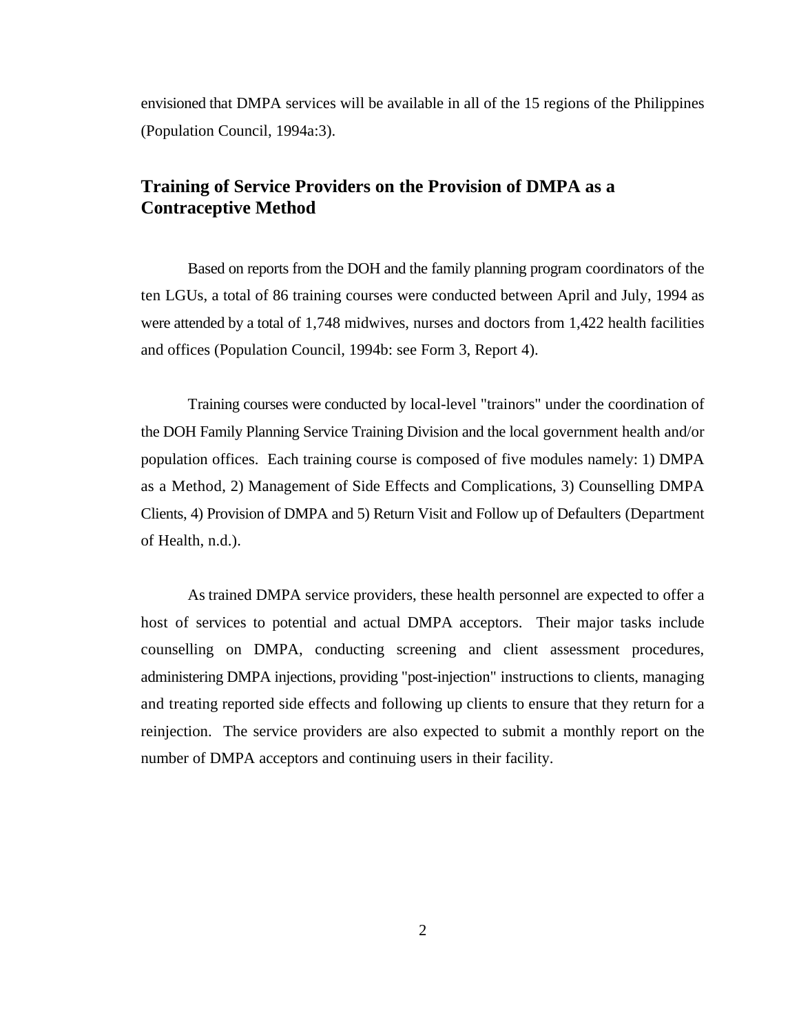envisioned that DMPA services will be available in all of the 15 regions of the Philippines (Population Council, 1994a:3).

## Training of Service Providers on the Provision of DMPA as a Contraceptive Method

Based on reports from the DOH and the family planning program coordinators of the ten LGUs, a total of 86 training courses were conducted between April and July, 1994 as were attended by a total of 1,748 midwives, nurses and doctors from 1,422 health facilities and offices (Population Council, 1994b: see Form 3, Report 4).

Training courses were conducted by local-level "trainors" under the coordination of the DOH Family Planning Service Training Division and the local government health and/or population offices. Each training course is composed of five modules namely: 1) DMPA as a Method, 2) Management of Side Effects and Complications, 3) Counselling DMPA Clients, 4) Provision of DMPA and 5) Return Visit and Follow up of Defaulters (Department of Health, n.d.).

As trained DMPA service providers, these health personnel are expected to offer a host of services to potential and actual DMPA acceptors. Their major tasks include counselling on DMPA, conducting screening and client assessment procedures, administering DMPA injections, providing "post-injection" instructions to clients, managing and treating reported side effects and following up clients to ensure that they return for a reinjection. The service providers are also expected to submit a monthly report on the number of DMPA acceptors and continuing users in their facility.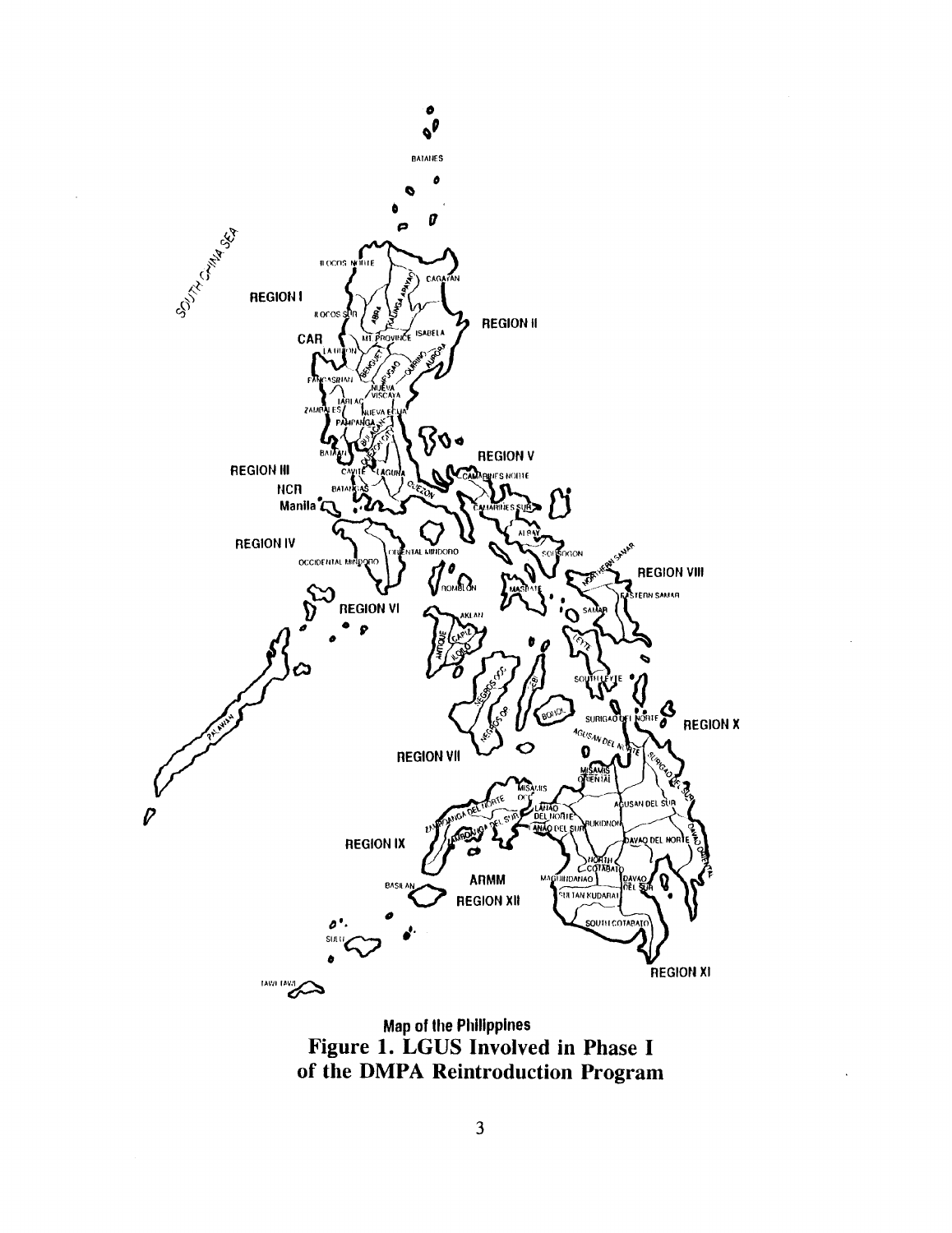Map of the Philippines

**Figure 1. LGUS Involved in Phase I of the DMPA Reintroduction Program**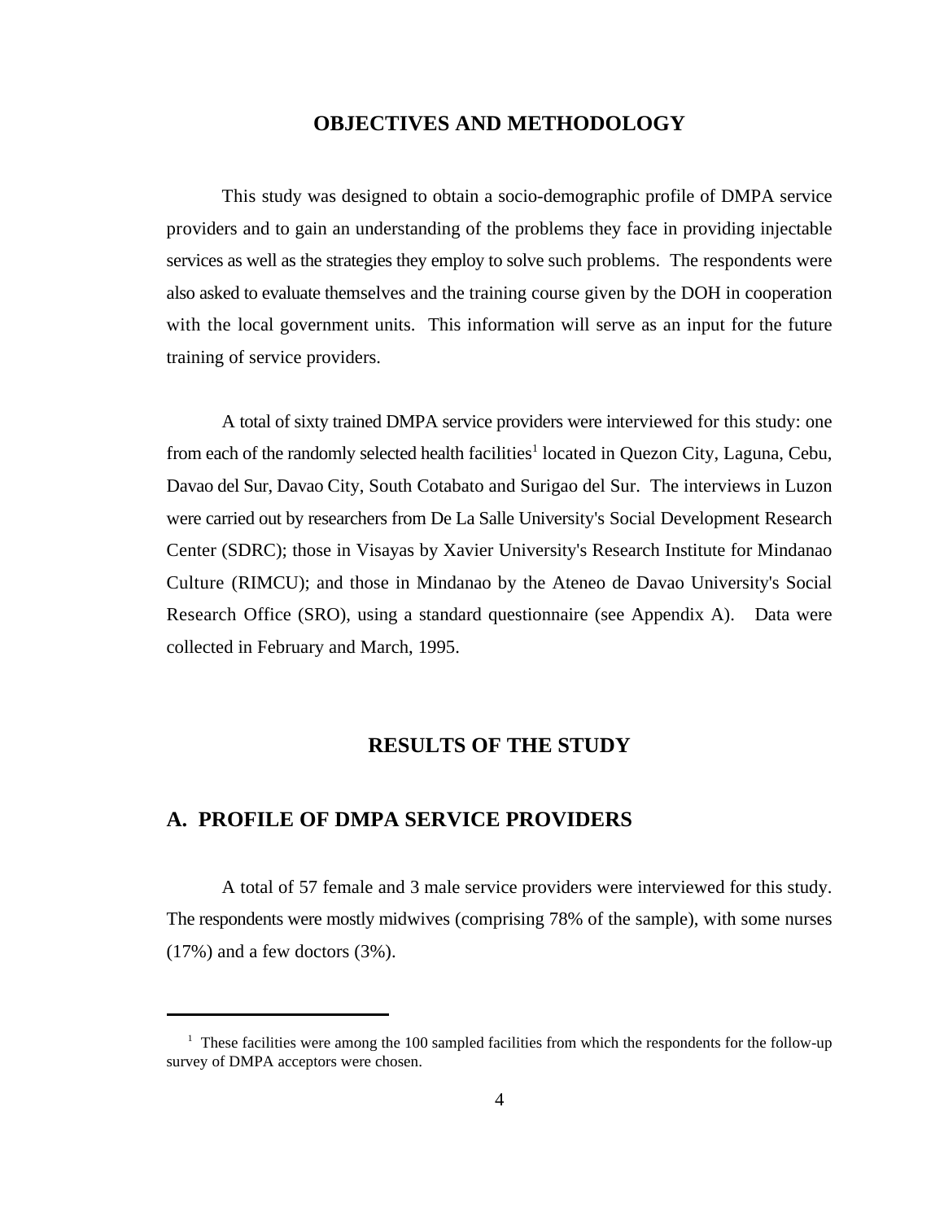# OBJECTIVES AND METHODOLOGY

This study was designed to obtain a socio-demographic profile of DMPA service providers and to gain an understanding of the problems they face in providing injectable services as well as the strategies they employ to solve such problems. The respondents were also asked to evaluate themselves and the training course given by the DOH in cooperation with the local government units. This information will serve as an input for the future training of service providers.

A total of sixty trained DMPA service providers were interviewed for this study: one from each of the randomly selected health facilities[1] located in Quezon City, Laguna, Cebu, Davao del Sur, Davao City, South Cotabato and Surigao del Sur. The interviews in Luzon were carried out by researchers from De La Salle University's Social Development Research Center (SDRC); those in Visayas by Xavier University's Research Institute for Mindanao Culture (RIMCU); and those in Mindanao by the Ateneo de Davao University's Social Research Office (SRO), using a standard questionnaire (see Appendix A). Data were collected in February and March, 1995.

# RESULTS OF THE STUDY

## A. PROFILE OF DMPA SERVICE PROVIDERS

A total of 57 female and 3 male service providers were interviewed for this study. The respondents were mostly midwives (comprising 78% of the sample), with some nurses (17%) and a few doctors (3%).

---

[1] These facilities were among the 100 sampled facilities from which the respondents for the follow-up survey of DMPA acceptors were chosen.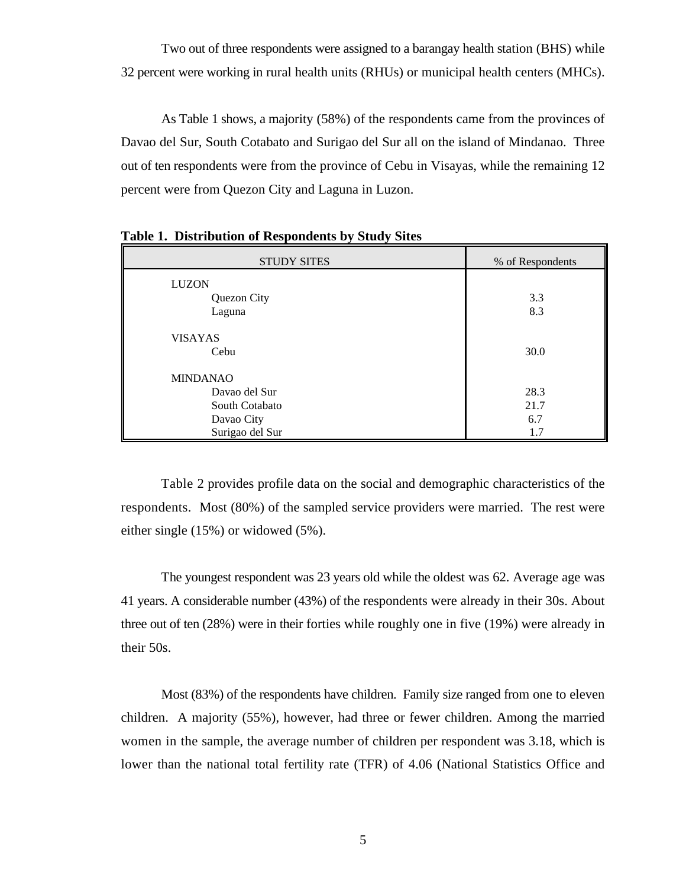Two out of three respondents were assigned to a barangay health station (BHS) while 32 percent were working in rural health units (RHUs) or municipal health centers (MHCs).

As Table 1 shows, a majority (58%) of the respondents came from the provinces of Davao del Sur, South Cotabato and Surigao del Sur all on the island of Mindanao. Three out of ten respondents were from the province of Cebu in Visayas, while the remaining 12 percent were from Quezon City and Laguna in Luzon.

**Table 1. Distribution of Respondents by Study Sites**

| STUDY SITES | % of Respondents |
|---|---|
| LUZON | |
| Quezon City | 3.3 |
| Laguna | 8.3 |
| VISAYAS | |
| Cebu | 30.0 |
| MINDANAO | |
| Davao del Sur | 28.3 |
| South Cotabato | 21.7 |
| Davao City | 6.7 |
| Surigao del Sur | 1.7 |

Table 2 provides profile data on the social and demographic characteristics of the respondents. Most (80%) of the sampled service providers were married. The rest were either single (15%) or widowed (5%).

The youngest respondent was 23 years old while the oldest was 62. Average age was 41 years. A considerable number (43%) of the respondents were already in their 30s. About three out of ten (28%) were in their forties while roughly one in five (19%) were already in their 50s.

Most (83%) of the respondents have children. Family size ranged from one to eleven children. A majority (55%), however, had three or fewer children. Among the married women in the sample, the average number of children per respondent was 3.18, which is lower than the national total fertility rate (TFR) of 4.06 (National Statistics Office and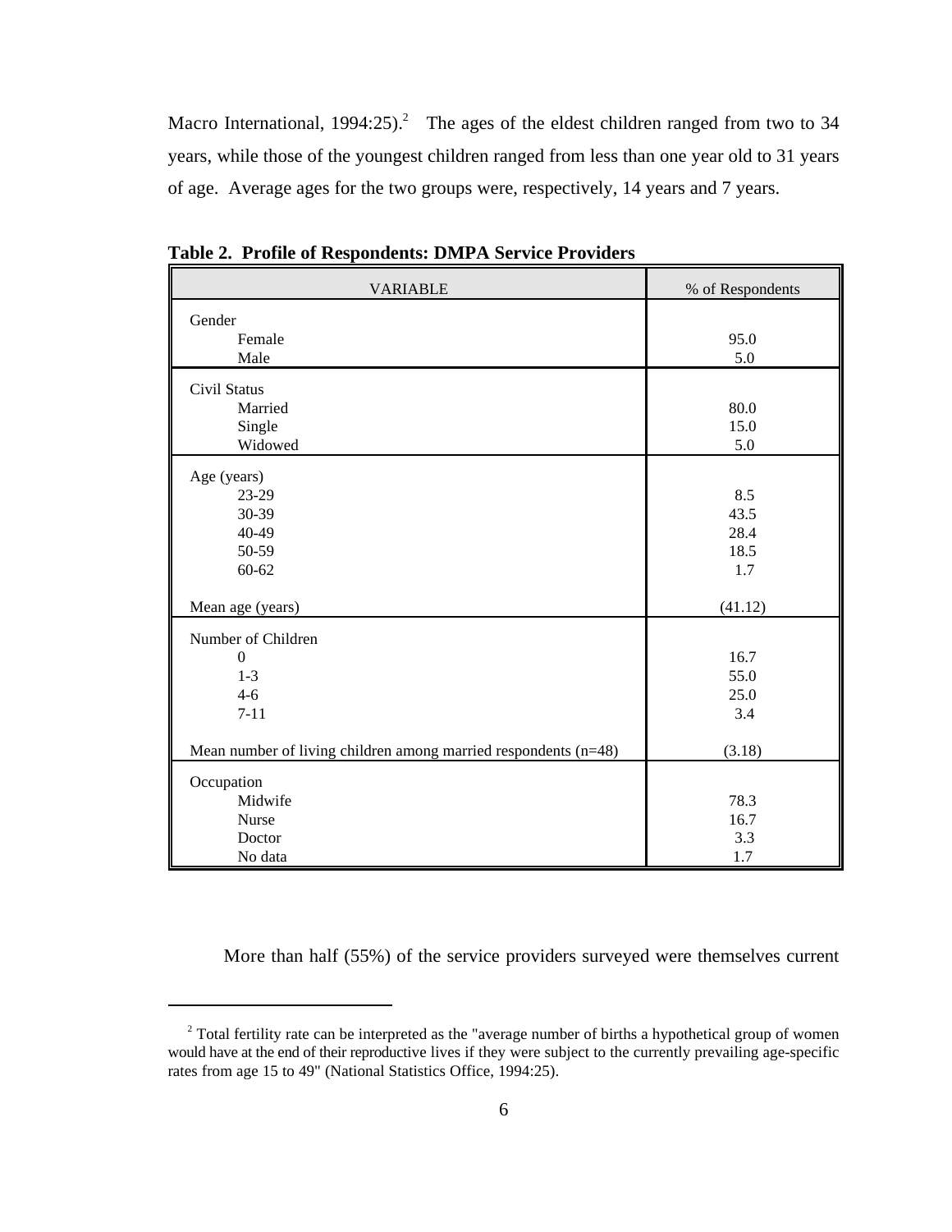Macro International, 1994:25).[2] The ages of the eldest children ranged from two to 34 years, while those of the youngest children ranged from less than one year old to 31 years of age. Average ages for the two groups were, respectively, 14 years and 7 years.

**Table 2. Profile of Respondents: DMPA Service Providers**

| VARIABLE | % of Respondents |
|---|---|
| **Gender** | |
| Female | 95.0 |
| Male | 5.0 |
| **Civil Status** | |
| Married | 80.0 |
| Single | 15.0 |
| Widowed | 5.0 |
| **Age (years)** | |
| 23-29 | 8.5 |
| 30-39 | 43.5 |
| 40-49 | 28.4 |
| 50-59 | 18.5 |
| 60-62 | 1.7 |
| Mean age (years) | (41.12) |
| **Number of Children** | |
| 0 | 16.7 |
| 1-3 | 55.0 |
| 4-6 | 25.0 |
| 7-11 | 3.4 |
| Mean number of living children among married respondents (n=48) | (3.18) |
| **Occupation** | |
| Midwife | 78.3 |
| Nurse | 16.7 |
| Doctor | 3.3 |
| No data | 1.7 |

More than half (55%) of the service providers surveyed were themselves current

---

[2] Total fertility rate can be interpreted as the "average number of births a hypothetical group of women would have at the end of their reproductive lives if they were subject to the currently prevailing age-specific rates from age 15 to 49" (National Statistics Office, 1994:25).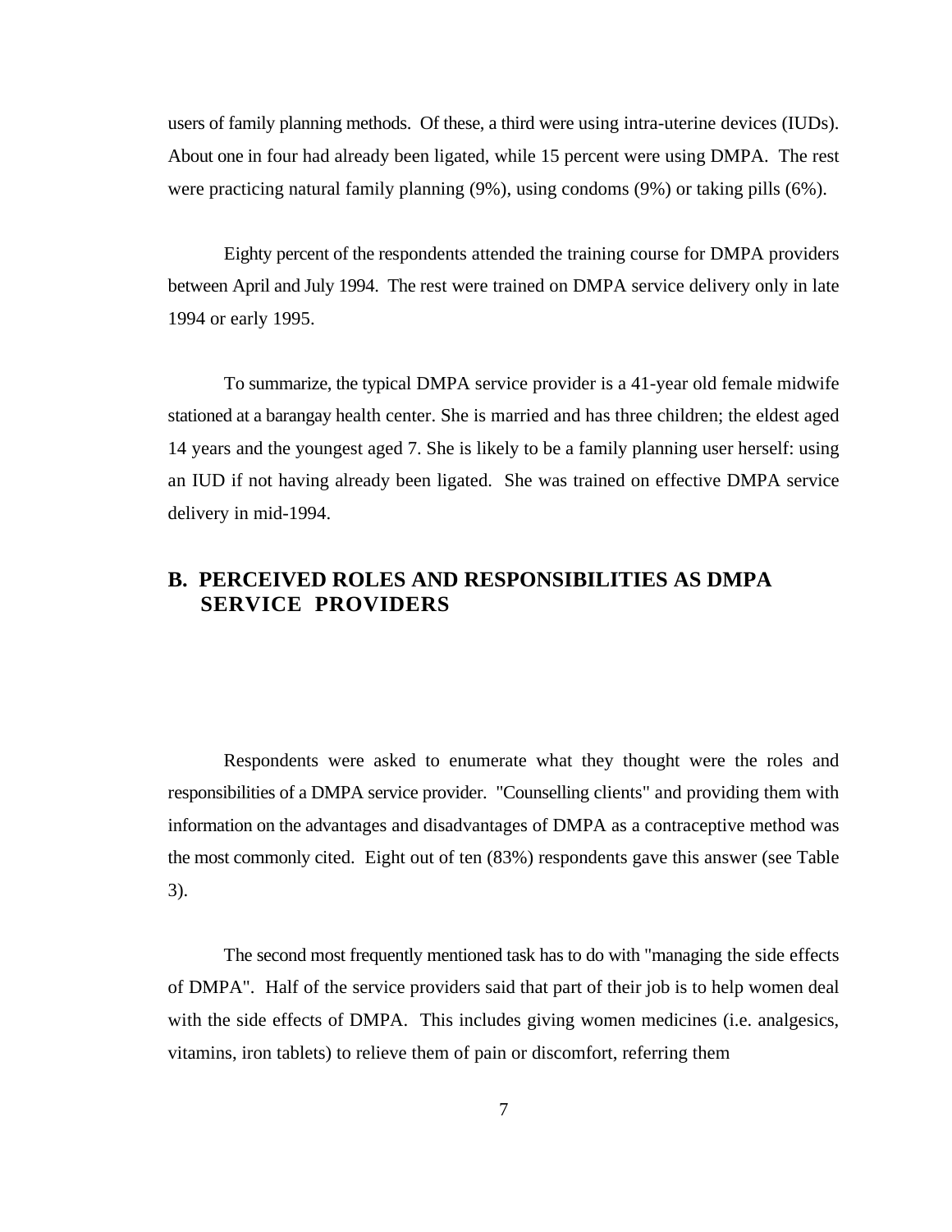users of family planning methods. Of these, a third were using intra-uterine devices (IUDs). About one in four had already been ligated, while 15 percent were using DMPA. The rest were practicing natural family planning (9%), using condoms (9%) or taking pills (6%).

Eighty percent of the respondents attended the training course for DMPA providers between April and July 1994. The rest were trained on DMPA service delivery only in late 1994 or early 1995.

To summarize, the typical DMPA service provider is a 41-year old female midwife stationed at a barangay health center. She is married and has three children; the eldest aged 14 years and the youngest aged 7. She is likely to be a family planning user herself: using an IUD if not having already been ligated. She was trained on effective DMPA service delivery in mid-1994.

## B. PERCEIVED ROLES AND RESPONSIBILITIES AS DMPA SERVICE PROVIDERS

Respondents were asked to enumerate what they thought were the roles and responsibilities of a DMPA service provider. "Counselling clients" and providing them with information on the advantages and disadvantages of DMPA as a contraceptive method was the most commonly cited. Eight out of ten (83%) respondents gave this answer (see Table 3).

The second most frequently mentioned task has to do with "managing the side effects of DMPA". Half of the service providers said that part of their job is to help women deal with the side effects of DMPA. This includes giving women medicines (i.e. analgesics, vitamins, iron tablets) to relieve them of pain or discomfort, referring them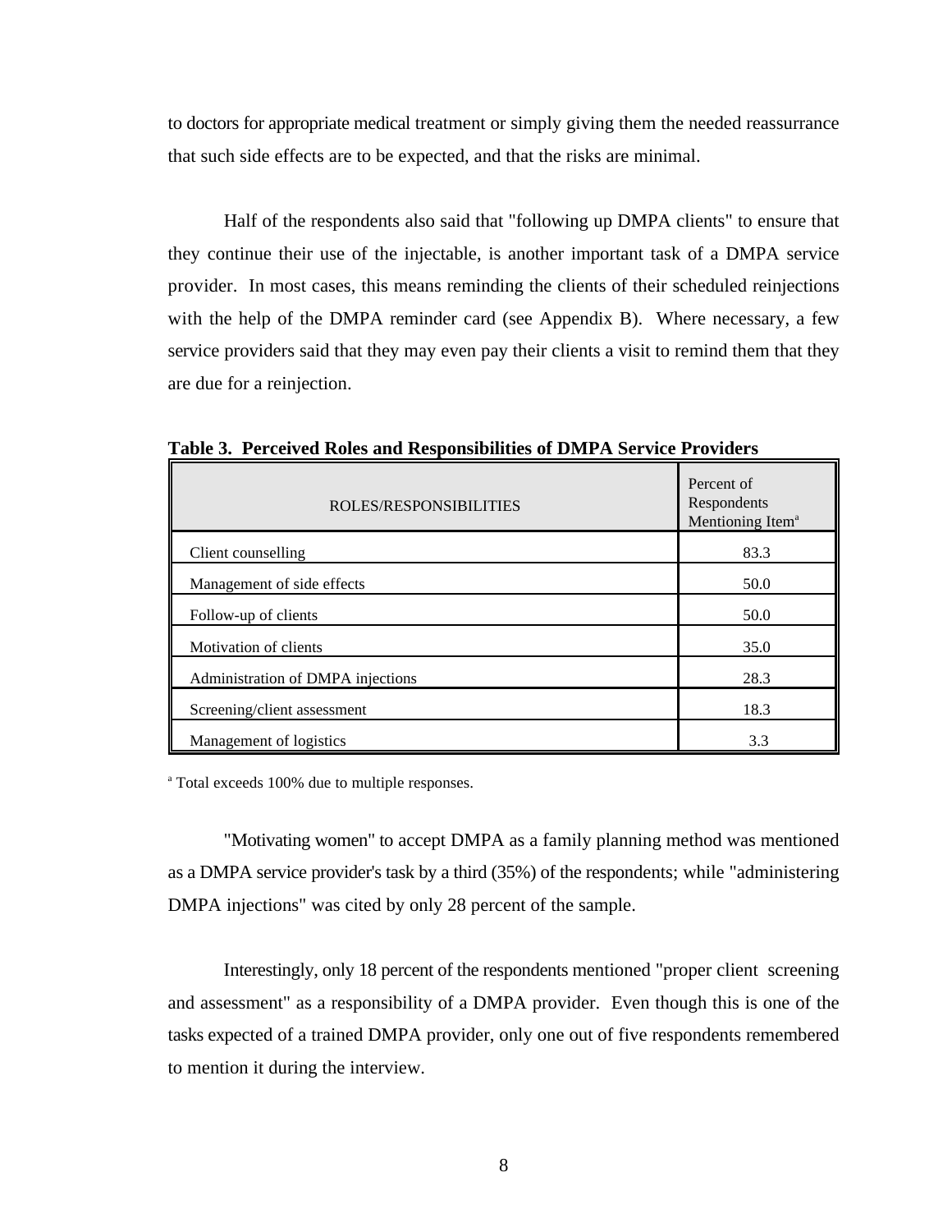to doctors for appropriate medical treatment or simply giving them the needed reassurrance that such side effects are to be expected, and that the risks are minimal.

Half of the respondents also said that "following up DMPA clients" to ensure that they continue their use of the injectable, is another important task of a DMPA service provider. In most cases, this means reminding the clients of their scheduled reinjections with the help of the DMPA reminder card (see Appendix B). Where necessary, a few service providers said that they may even pay their clients a visit to remind them that they are due for a reinjection.

**Table 3. Perceived Roles and Responsibilities of DMPA Service Providers**

| ROLES/RESPONSIBILITIES | Percent of Respondents Mentioning Item[a] |
|---|---|
| Client counselling | 83.3 |
| Management of side effects | 50.0 |
| Follow-up of clients | 50.0 |
| Motivation of clients | 35.0 |
| Administration of DMPA injections | 28.3 |
| Screening/client assessment | 18.3 |
| Management of logistics | 3.3 |

[a] Total exceeds 100% due to multiple responses.

"Motivating women" to accept DMPA as a family planning method was mentioned as a DMPA service provider's task by a third (35%) of the respondents; while "administering DMPA injections" was cited by only 28 percent of the sample.

Interestingly, only 18 percent of the respondents mentioned "proper client screening and assessment" as a responsibility of a DMPA provider. Even though this is one of the tasks expected of a trained DMPA provider, only one out of five respondents remembered to mention it during the interview.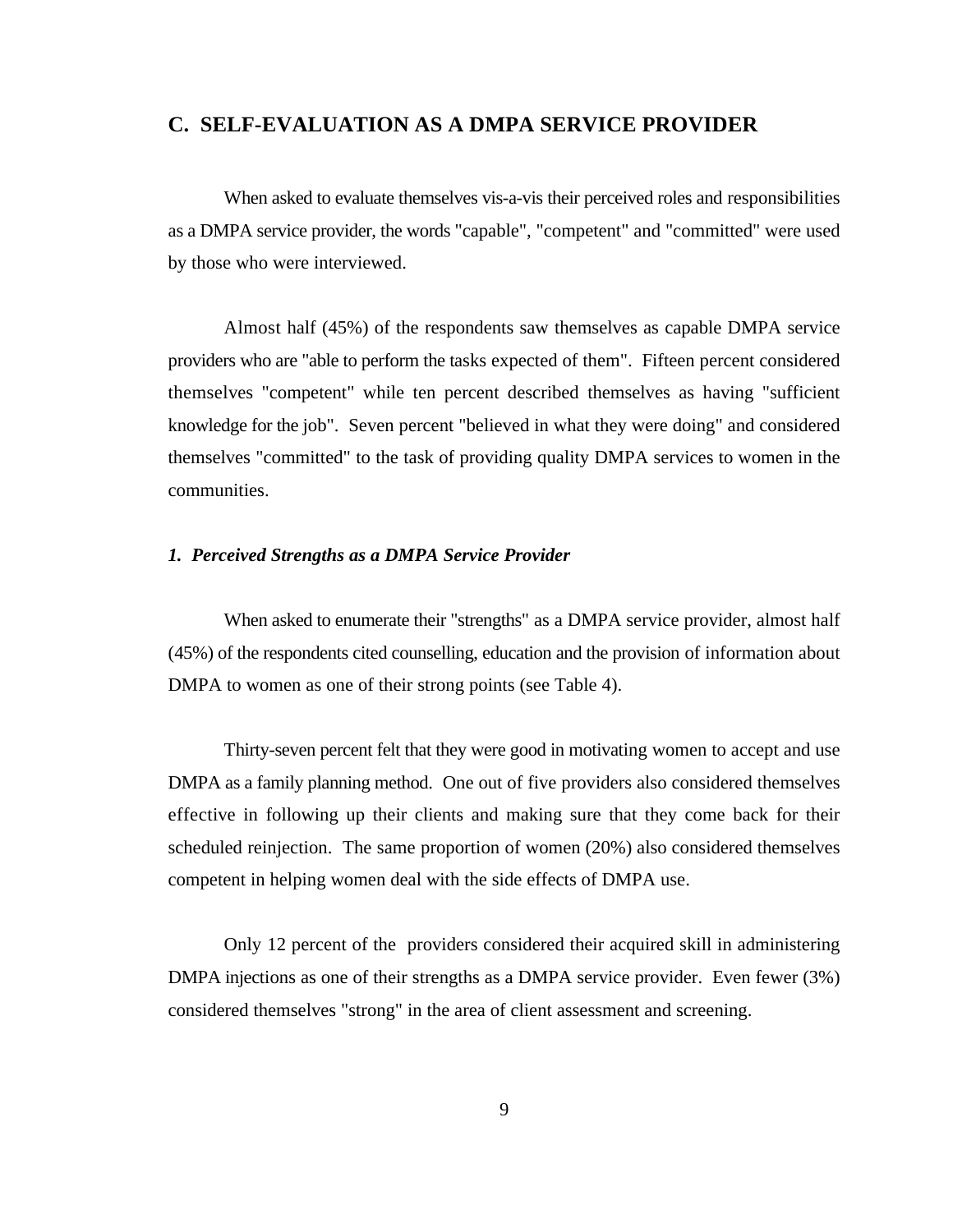## C. SELF-EVALUATION AS A DMPA SERVICE PROVIDER

When asked to evaluate themselves vis-a-vis their perceived roles and responsibilities as a DMPA service provider, the words "capable", "competent" and "committed" were used by those who were interviewed.

Almost half (45%) of the respondents saw themselves as capable DMPA service providers who are "able to perform the tasks expected of them". Fifteen percent considered themselves "competent" while ten percent described themselves as having "sufficient knowledge for the job". Seven percent "believed in what they were doing" and considered themselves "committed" to the task of providing quality DMPA services to women in the communities.

### *1. Perceived Strengths as a DMPA Service Provider*

When asked to enumerate their "strengths" as a DMPA service provider, almost half (45%) of the respondents cited counselling, education and the provision of information about DMPA to women as one of their strong points (see Table 4).

Thirty-seven percent felt that they were good in motivating women to accept and use DMPA as a family planning method. One out of five providers also considered themselves effective in following up their clients and making sure that they come back for their scheduled reinjection. The same proportion of women (20%) also considered themselves competent in helping women deal with the side effects of DMPA use.

Only 12 percent of the providers considered their acquired skill in administering DMPA injections as one of their strengths as a DMPA service provider. Even fewer (3%) considered themselves "strong" in the area of client assessment and screening.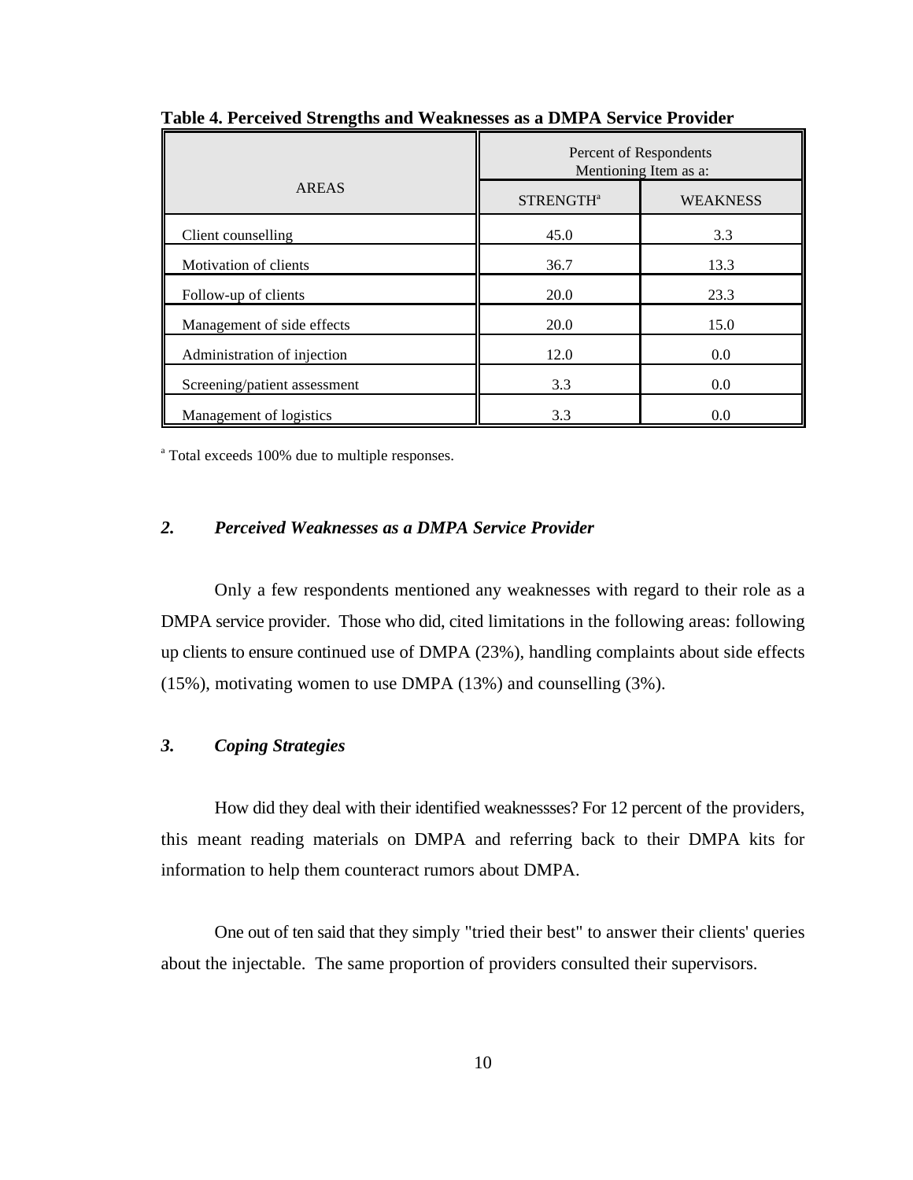**Table 4. Perceived Strengths and Weaknesses as a DMPA Service Provider**

| AREAS | Percent of Respondents Mentioning Item as a: | |
|---|---|---|
| | STRENGTH[a] | WEAKNESS |
| Client counselling | 45.0 | 3.3 |
| Motivation of clients | 36.7 | 13.3 |
| Follow-up of clients | 20.0 | 23.3 |
| Management of side effects | 20.0 | 15.0 |
| Administration of injection | 12.0 | 0.0 |
| Screening/patient assessment | 3.3 | 0.0 |
| Management of logistics | 3.3 | 0.0 |

[a] Total exceeds 100% due to multiple responses.

### *2. Perceived Weaknesses as a DMPA Service Provider*

Only a few respondents mentioned any weaknesses with regard to their role as a DMPA service provider. Those who did, cited limitations in the following areas: following up clients to ensure continued use of DMPA (23%), handling complaints about side effects (15%), motivating women to use DMPA (13%) and counselling (3%).

### *3. Coping Strategies*

How did they deal with their identified weaknessses? For 12 percent of the providers, this meant reading materials on DMPA and referring back to their DMPA kits for information to help them counteract rumors about DMPA.

One out of ten said that they simply "tried their best" to answer their clients' queries about the injectable. The same proportion of providers consulted their supervisors.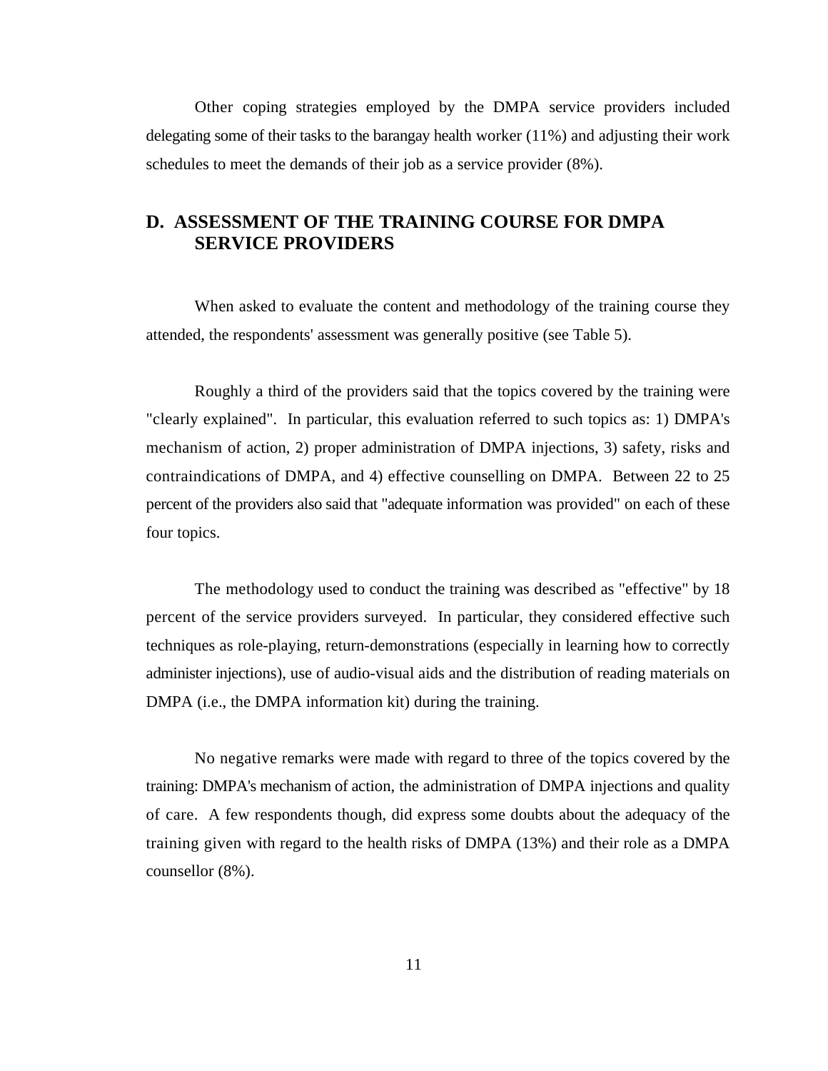Other coping strategies employed by the DMPA service providers included delegating some of their tasks to the barangay health worker (11%) and adjusting their work schedules to meet the demands of their job as a service provider (8%).

## D. ASSESSMENT OF THE TRAINING COURSE FOR DMPA SERVICE PROVIDERS

When asked to evaluate the content and methodology of the training course they attended, the respondents' assessment was generally positive (see Table 5).

Roughly a third of the providers said that the topics covered by the training were "clearly explained". In particular, this evaluation referred to such topics as: 1) DMPA's mechanism of action, 2) proper administration of DMPA injections, 3) safety, risks and contraindications of DMPA, and 4) effective counselling on DMPA. Between 22 to 25 percent of the providers also said that "adequate information was provided" on each of these four topics.

The methodology used to conduct the training was described as "effective" by 18 percent of the service providers surveyed. In particular, they considered effective such techniques as role-playing, return-demonstrations (especially in learning how to correctly administer injections), use of audio-visual aids and the distribution of reading materials on DMPA (i.e., the DMPA information kit) during the training.

No negative remarks were made with regard to three of the topics covered by the training: DMPA's mechanism of action, the administration of DMPA injections and quality of care. A few respondents though, did express some doubts about the adequacy of the training given with regard to the health risks of DMPA (13%) and their role as a DMPA counsellor (8%).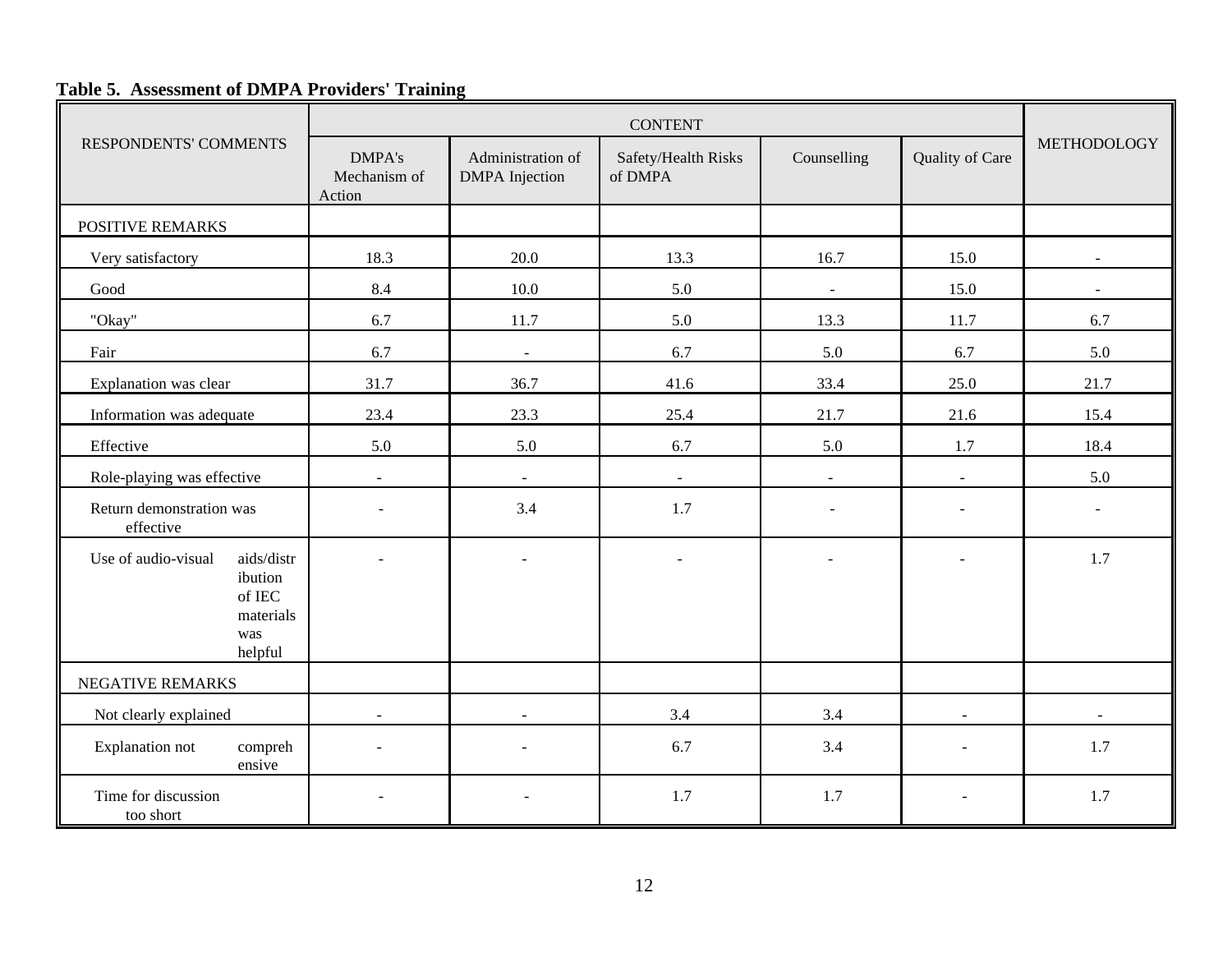**Table 5. Assessment of DMPA Providers' Training**

| RESPONDENTS' COMMENTS | CONTENT | | | | | METHODOLOGY |
|---|---|---|---|---|---|---|
| | DMPA's Mechanism of Action | Administration of DMPA Injection | Safety/Health Risks of DMPA | Counselling | Quality of Care | |
| POSITIVE REMARKS | | | | | | |
| Very satisfactory | 18.3 | 20.0 | 13.3 | 16.7 | 15.0 | - |
| Good | 8.4 | 10.0 | 5.0 | - | 15.0 | - |
| "Okay" | 6.7 | 11.7 | 5.0 | 13.3 | 11.7 | 6.7 |
| Fair | 6.7 | - | 6.7 | 5.0 | 6.7 | 5.0 |
| Explanation was clear | 31.7 | 36.7 | 41.6 | 33.4 | 25.0 | 21.7 |
| Information was adequate | 23.4 | 23.3 | 25.4 | 21.7 | 21.6 | 15.4 |
| Effective | 5.0 | 5.0 | 6.7 | 5.0 | 1.7 | 18.4 |
| Role-playing was effective | - | - | - | - | - | 5.0 |
| Return demonstration was effective | - | 3.4 | 1.7 | - | - | - |
| Use of audio-visual aids/distribution of IEC materials was helpful | - | - | - | - | - | 1.7 |
| NEGATIVE REMARKS | | | | | | |
| Not clearly explained | - | - | 3.4 | 3.4 | - | - |
| Explanation not comprehensive | - | - | 6.7 | 3.4 | - | 1.7 |
| Time for discussion too short | - | - | 1.7 | 1.7 | - | 1.7 |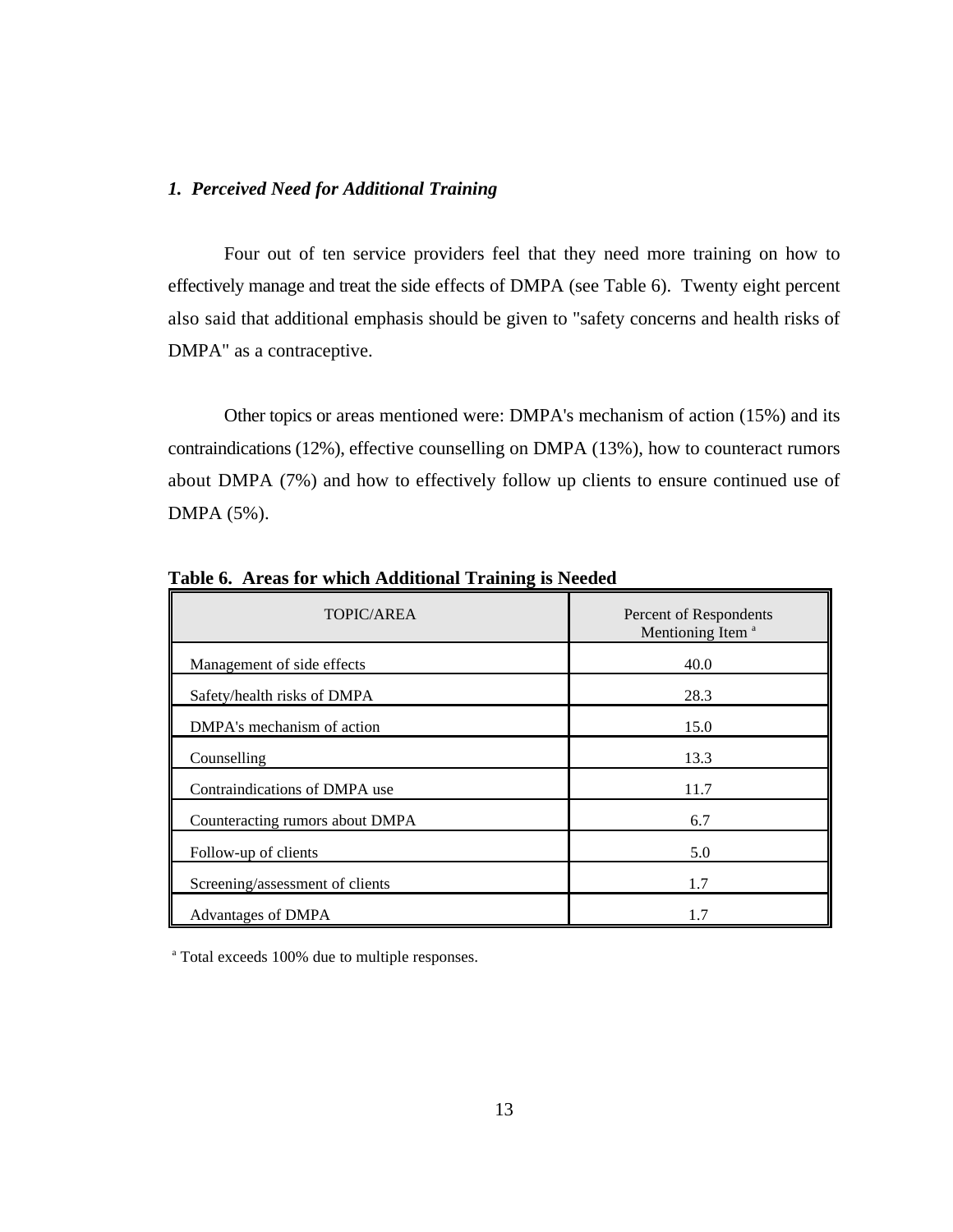### *1. Perceived Need for Additional Training*

Four out of ten service providers feel that they need more training on how to effectively manage and treat the side effects of DMPA (see Table 6). Twenty eight percent also said that additional emphasis should be given to "safety concerns and health risks of DMPA" as a contraceptive.

Other topics or areas mentioned were: DMPA's mechanism of action (15%) and its contraindications (12%), effective counselling on DMPA (13%), how to counteract rumors about DMPA (7%) and how to effectively follow up clients to ensure continued use of DMPA (5%).

**Table 6. Areas for which Additional Training is Needed**

| TOPIC/AREA | Percent of Respondents Mentioning Item [a] |
|---|---|
| Management of side effects | 40.0 |
| Safety/health risks of DMPA | 28.3 |
| DMPA's mechanism of action | 15.0 |
| Counselling | 13.3 |
| Contraindications of DMPA use | 11.7 |
| Counteracting rumors about DMPA | 6.7 |
| Follow-up of clients | 5.0 |
| Screening/assessment of clients | 1.7 |
| Advantages of DMPA | 1.7 |

[a] Total exceeds 100% due to multiple responses.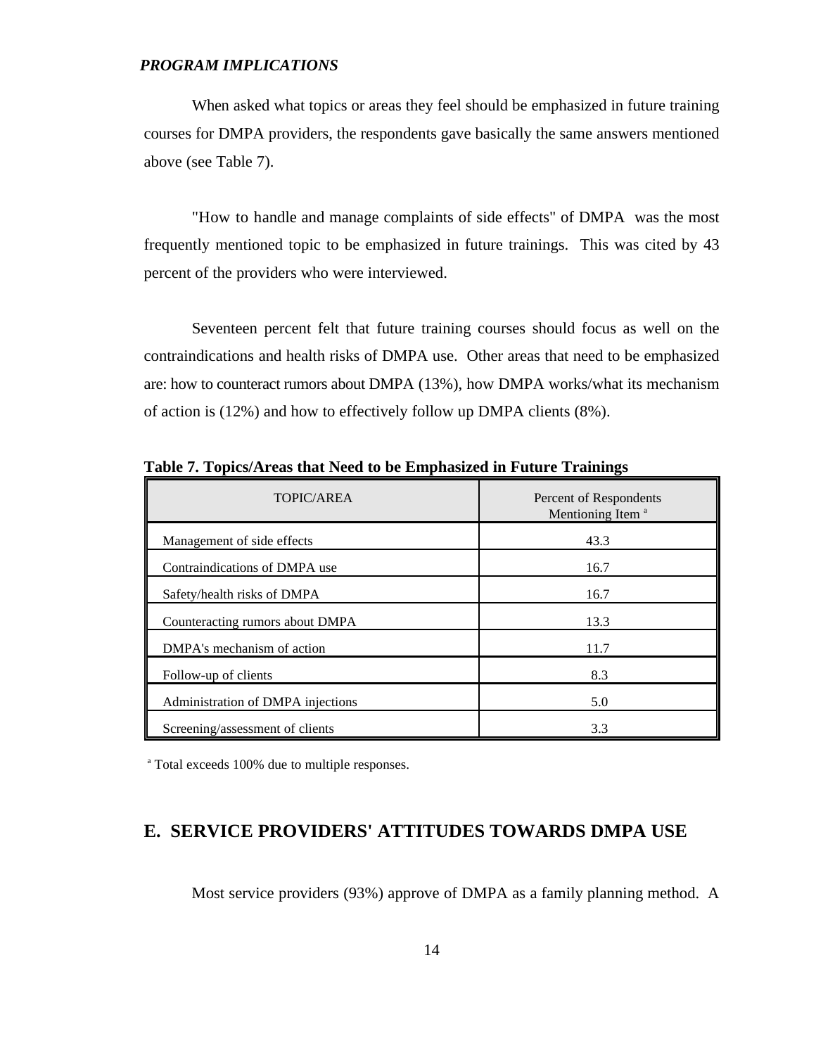***PROGRAM IMPLICATIONS***

When asked what topics or areas they feel should be emphasized in future training courses for DMPA providers, the respondents gave basically the same answers mentioned above (see Table 7).

"How to handle and manage complaints of side effects" of DMPA was the most frequently mentioned topic to be emphasized in future trainings. This was cited by 43 percent of the providers who were interviewed.

Seventeen percent felt that future training courses should focus as well on the contraindications and health risks of DMPA use. Other areas that need to be emphasized are: how to counteract rumors about DMPA (13%), how DMPA works/what its mechanism of action is (12%) and how to effectively follow up DMPA clients (8%).

**Table 7. Topics/Areas that Need to be Emphasized in Future Trainings**

| TOPIC/AREA | Percent of Respondents Mentioning Item [a] |
|---|---|
| Management of side effects | 43.3 |
| Contraindications of DMPA use | 16.7 |
| Safety/health risks of DMPA | 16.7 |
| Counteracting rumors about DMPA | 13.3 |
| DMPA's mechanism of action | 11.7 |
| Follow-up of clients | 8.3 |
| Administration of DMPA injections | 5.0 |
| Screening/assessment of clients | 3.3 |

[a] Total exceeds 100% due to multiple responses.

## E. SERVICE PROVIDERS' ATTITUDES TOWARDS DMPA USE

Most service providers (93%) approve of DMPA as a family planning method. A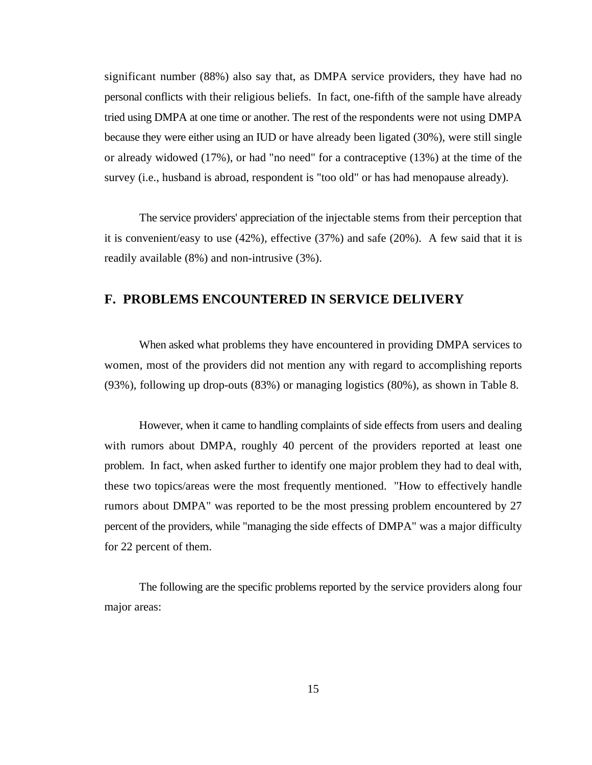significant number (88%) also say that, as DMPA service providers, they have had no personal conflicts with their religious beliefs. In fact, one-fifth of the sample have already tried using DMPA at one time or another. The rest of the respondents were not using DMPA because they were either using an IUD or have already been ligated (30%), were still single or already widowed (17%), or had "no need" for a contraceptive (13%) at the time of the survey (i.e., husband is abroad, respondent is "too old" or has had menopause already).

The service providers' appreciation of the injectable stems from their perception that it is convenient/easy to use (42%), effective (37%) and safe (20%). A few said that it is readily available (8%) and non-intrusive (3%).

## F. PROBLEMS ENCOUNTERED IN SERVICE DELIVERY

When asked what problems they have encountered in providing DMPA services to women, most of the providers did not mention any with regard to accomplishing reports (93%), following up drop-outs (83%) or managing logistics (80%), as shown in Table 8.

However, when it came to handling complaints of side effects from users and dealing with rumors about DMPA, roughly 40 percent of the providers reported at least one problem. In fact, when asked further to identify one major problem they had to deal with, these two topics/areas were the most frequently mentioned. "How to effectively handle rumors about DMPA" was reported to be the most pressing problem encountered by 27 percent of the providers, while "managing the side effects of DMPA" was a major difficulty for 22 percent of them.

The following are the specific problems reported by the service providers along four major areas: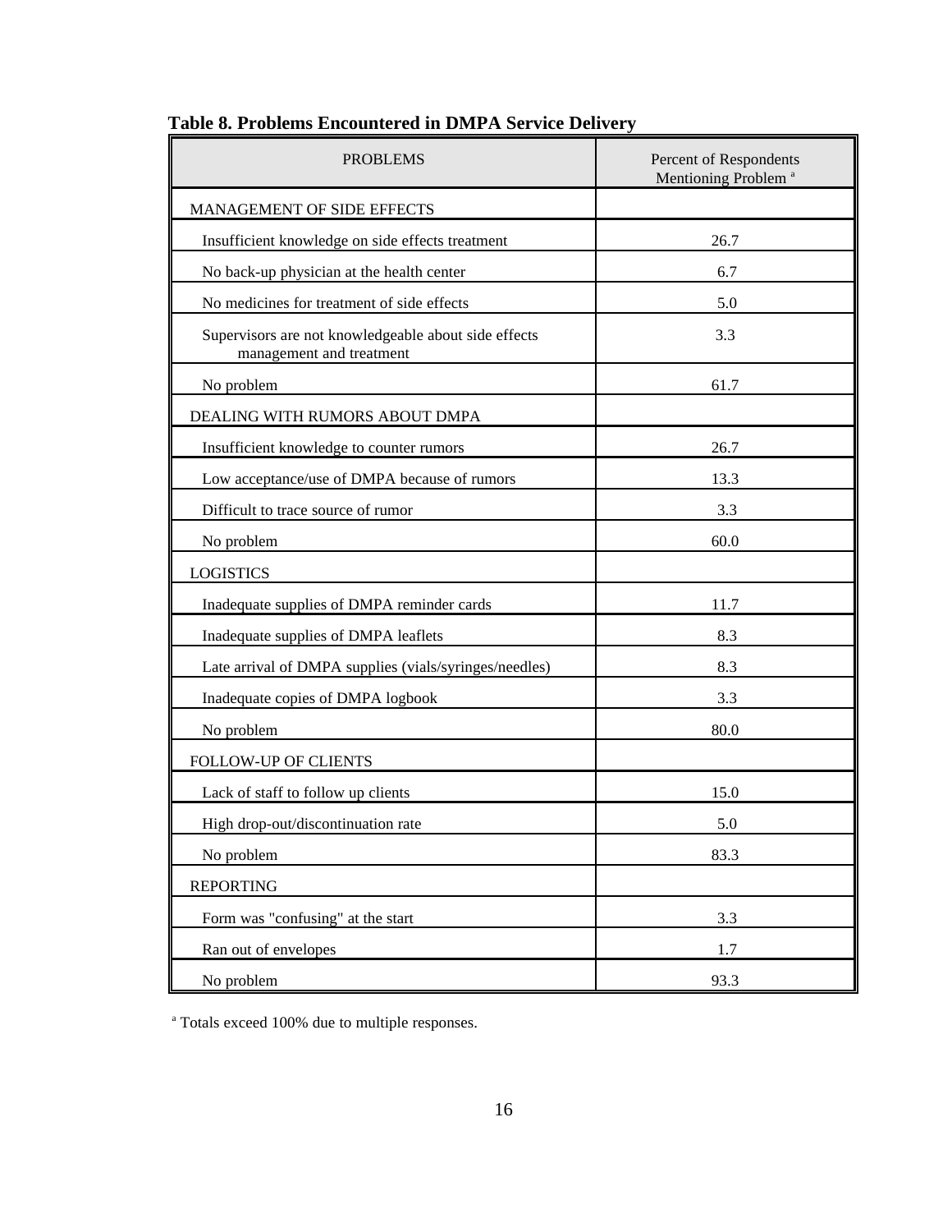**Table 8. Problems Encountered in DMPA Service Delivery**

| PROBLEMS | Percent of Respondents Mentioning Problem [a] |
|---|---|
| MANAGEMENT OF SIDE EFFECTS | |
| Insufficient knowledge on side effects treatment | 26.7 |
| No back-up physician at the health center | 6.7 |
| No medicines for treatment of side effects | 5.0 |
| Supervisors are not knowledgeable about side effects management and treatment | 3.3 |
| No problem | 61.7 |
| DEALING WITH RUMORS ABOUT DMPA | |
| Insufficient knowledge to counter rumors | 26.7 |
| Low acceptance/use of DMPA because of rumors | 13.3 |
| Difficult to trace source of rumor | 3.3 |
| No problem | 60.0 |
| LOGISTICS | |
| Inadequate supplies of DMPA reminder cards | 11.7 |
| Inadequate supplies of DMPA leaflets | 8.3 |
| Late arrival of DMPA supplies (vials/syringes/needles) | 8.3 |
| Inadequate copies of DMPA logbook | 3.3 |
| No problem | 80.0 |
| FOLLOW-UP OF CLIENTS | |
| Lack of staff to follow up clients | 15.0 |
| High drop-out/discontinuation rate | 5.0 |
| No problem | 83.3 |
| REPORTING | |
| Form was "confusing" at the start | 3.3 |
| Ran out of envelopes | 1.7 |
| No problem | 93.3 |

[a] Totals exceed 100% due to multiple responses.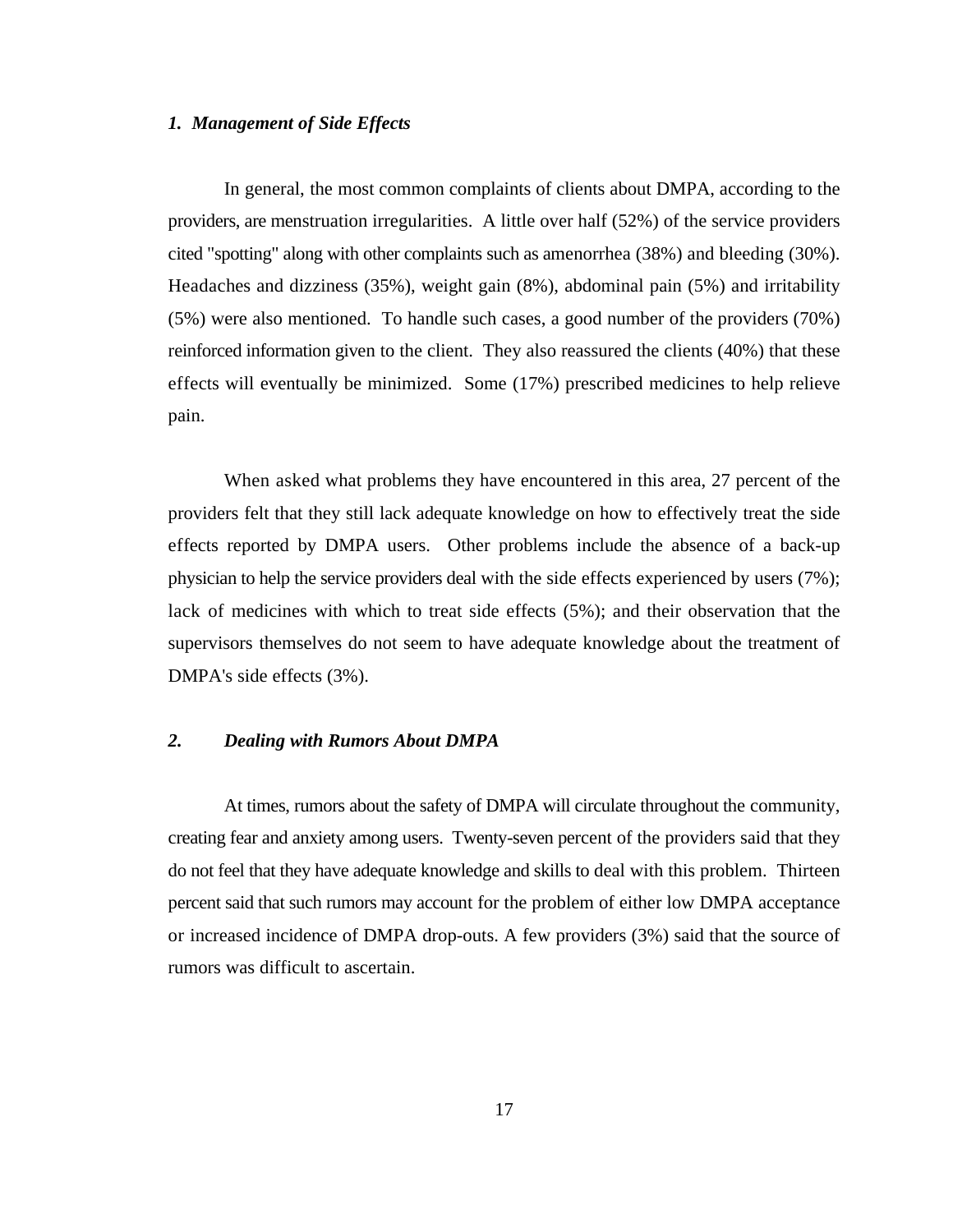### *1. Management of Side Effects*

In general, the most common complaints of clients about DMPA, according to the providers, are menstruation irregularities. A little over half (52%) of the service providers cited "spotting" along with other complaints such as amenorrhea (38%) and bleeding (30%). Headaches and dizziness (35%), weight gain (8%), abdominal pain (5%) and irritability (5%) were also mentioned. To handle such cases, a good number of the providers (70%) reinforced information given to the client. They also reassured the clients (40%) that these effects will eventually be minimized. Some (17%) prescribed medicines to help relieve pain.

When asked what problems they have encountered in this area, 27 percent of the providers felt that they still lack adequate knowledge on how to effectively treat the side effects reported by DMPA users. Other problems include the absence of a back-up physician to help the service providers deal with the side effects experienced by users (7%); lack of medicines with which to treat side effects (5%); and their observation that the supervisors themselves do not seem to have adequate knowledge about the treatment of DMPA's side effects (3%).

### *2. Dealing with Rumors About DMPA*

At times, rumors about the safety of DMPA will circulate throughout the community, creating fear and anxiety among users. Twenty-seven percent of the providers said that they do not feel that they have adequate knowledge and skills to deal with this problem. Thirteen percent said that such rumors may account for the problem of either low DMPA acceptance or increased incidence of DMPA drop-outs. A few providers (3%) said that the source of rumors was difficult to ascertain.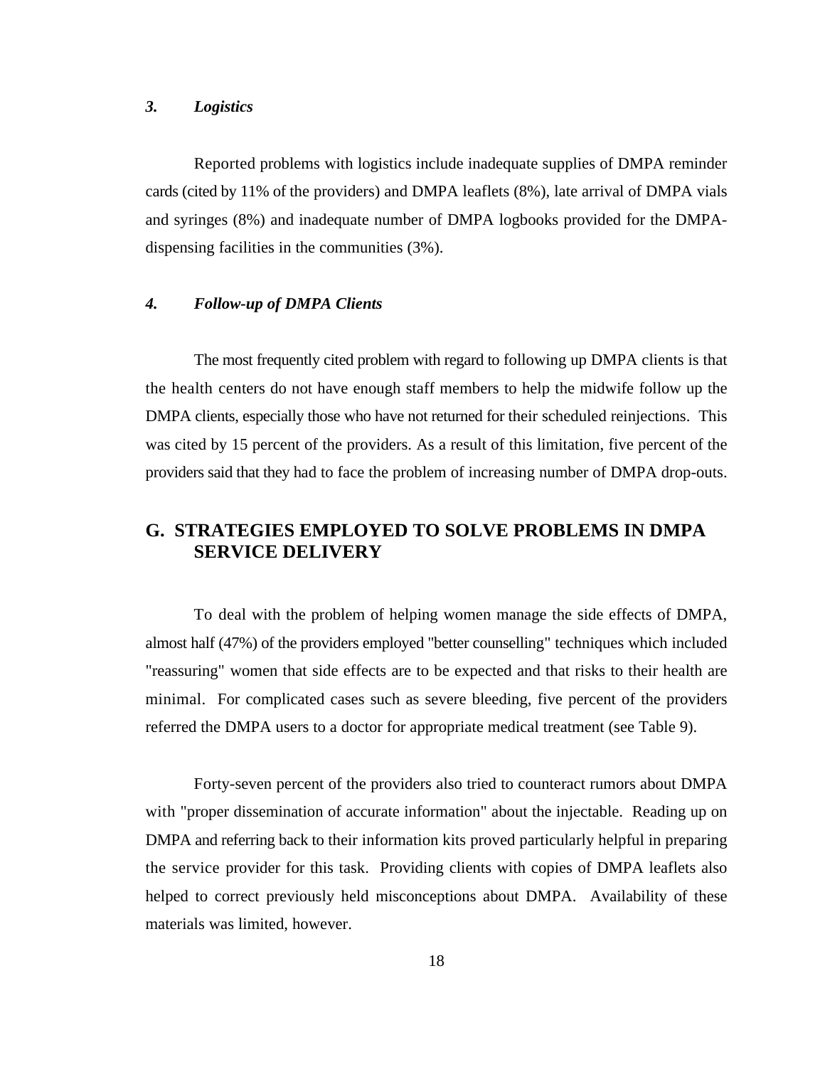### *3. Logistics*

Reported problems with logistics include inadequate supplies of DMPA reminder cards (cited by 11% of the providers) and DMPA leaflets (8%), late arrival of DMPA vials and syringes (8%) and inadequate number of DMPA logbooks provided for the DMPA-dispensing facilities in the communities (3%).

### *4. Follow-up of DMPA Clients*

The most frequently cited problem with regard to following up DMPA clients is that the health centers do not have enough staff members to help the midwife follow up the DMPA clients, especially those who have not returned for their scheduled reinjections. This was cited by 15 percent of the providers. As a result of this limitation, five percent of the providers said that they had to face the problem of increasing number of DMPA drop-outs.

## G. STRATEGIES EMPLOYED TO SOLVE PROBLEMS IN DMPA SERVICE DELIVERY

To deal with the problem of helping women manage the side effects of DMPA, almost half (47%) of the providers employed "better counselling" techniques which included "reassuring" women that side effects are to be expected and that risks to their health are minimal. For complicated cases such as severe bleeding, five percent of the providers referred the DMPA users to a doctor for appropriate medical treatment (see Table 9).

Forty-seven percent of the providers also tried to counteract rumors about DMPA with "proper dissemination of accurate information" about the injectable. Reading up on DMPA and referring back to their information kits proved particularly helpful in preparing the service provider for this task. Providing clients with copies of DMPA leaflets also helped to correct previously held misconceptions about DMPA. Availability of these materials was limited, however.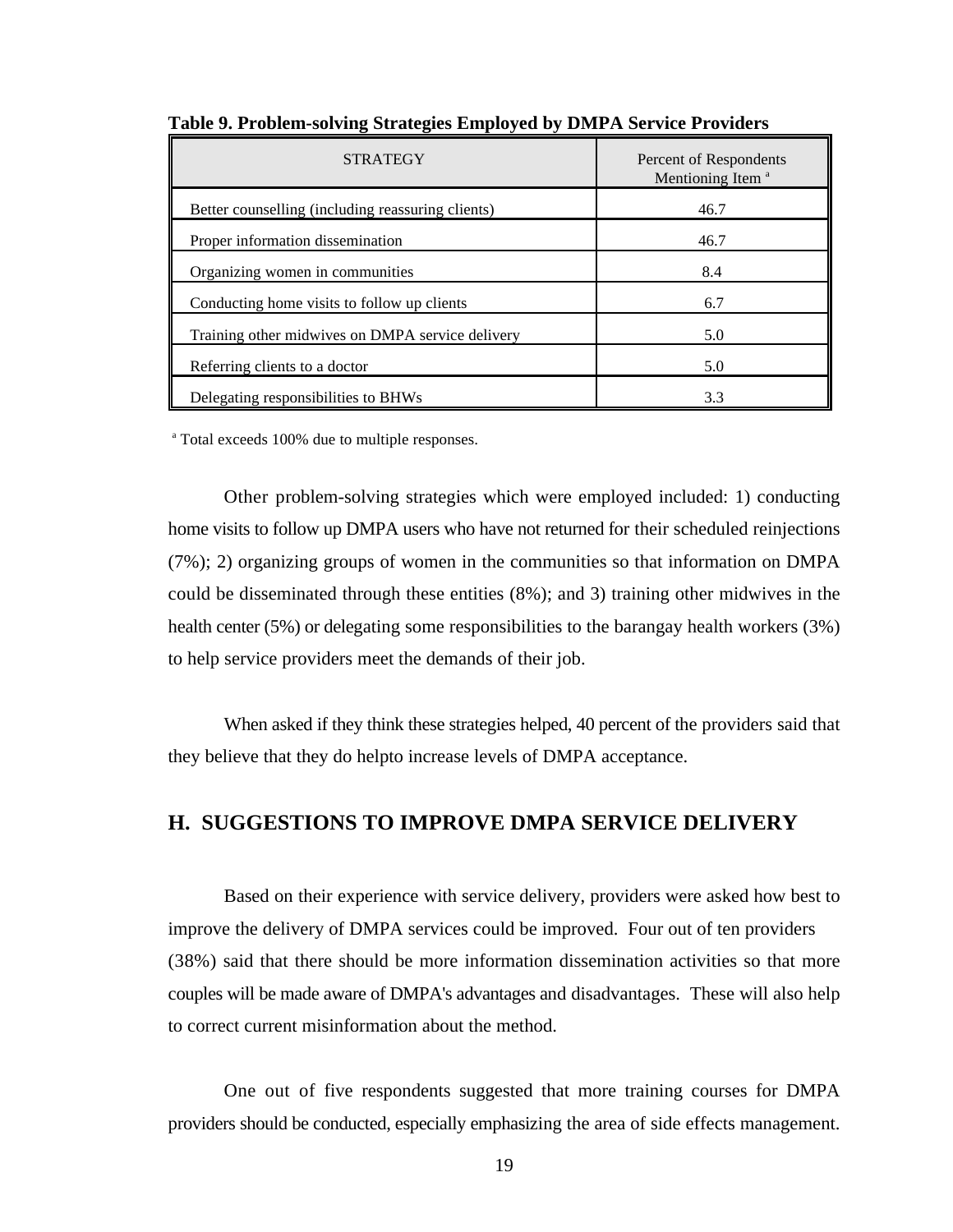**Table 9. Problem-solving Strategies Employed by DMPA Service Providers**

| STRATEGY | Percent of Respondents Mentioning Item [a] |
|---|---|
| Better counselling (including reassuring clients) | 46.7 |
| Proper information dissemination | 46.7 |
| Organizing women in communities | 8.4 |
| Conducting home visits to follow up clients | 6.7 |
| Training other midwives on DMPA service delivery | 5.0 |
| Referring clients to a doctor | 5.0 |
| Delegating responsibilities to BHWs | 3.3 |

[a] Total exceeds 100% due to multiple responses.

Other problem-solving strategies which were employed included: 1) conducting home visits to follow up DMPA users who have not returned for their scheduled reinjections (7%); 2) organizing groups of women in the communities so that information on DMPA could be disseminated through these entities (8%); and 3) training other midwives in the health center (5%) or delegating some responsibilities to the barangay health workers (3%) to help service providers meet the demands of their job.

When asked if they think these strategies helped, 40 percent of the providers said that they believe that they do helpto increase levels of DMPA acceptance.

## H. SUGGESTIONS TO IMPROVE DMPA SERVICE DELIVERY

Based on their experience with service delivery, providers were asked how best to improve the delivery of DMPA services could be improved. Four out of ten providers (38%) said that there should be more information dissemination activities so that more couples will be made aware of DMPA's advantages and disadvantages. These will also help to correct current misinformation about the method.

One out of five respondents suggested that more training courses for DMPA providers should be conducted, especially emphasizing the area of side effects management.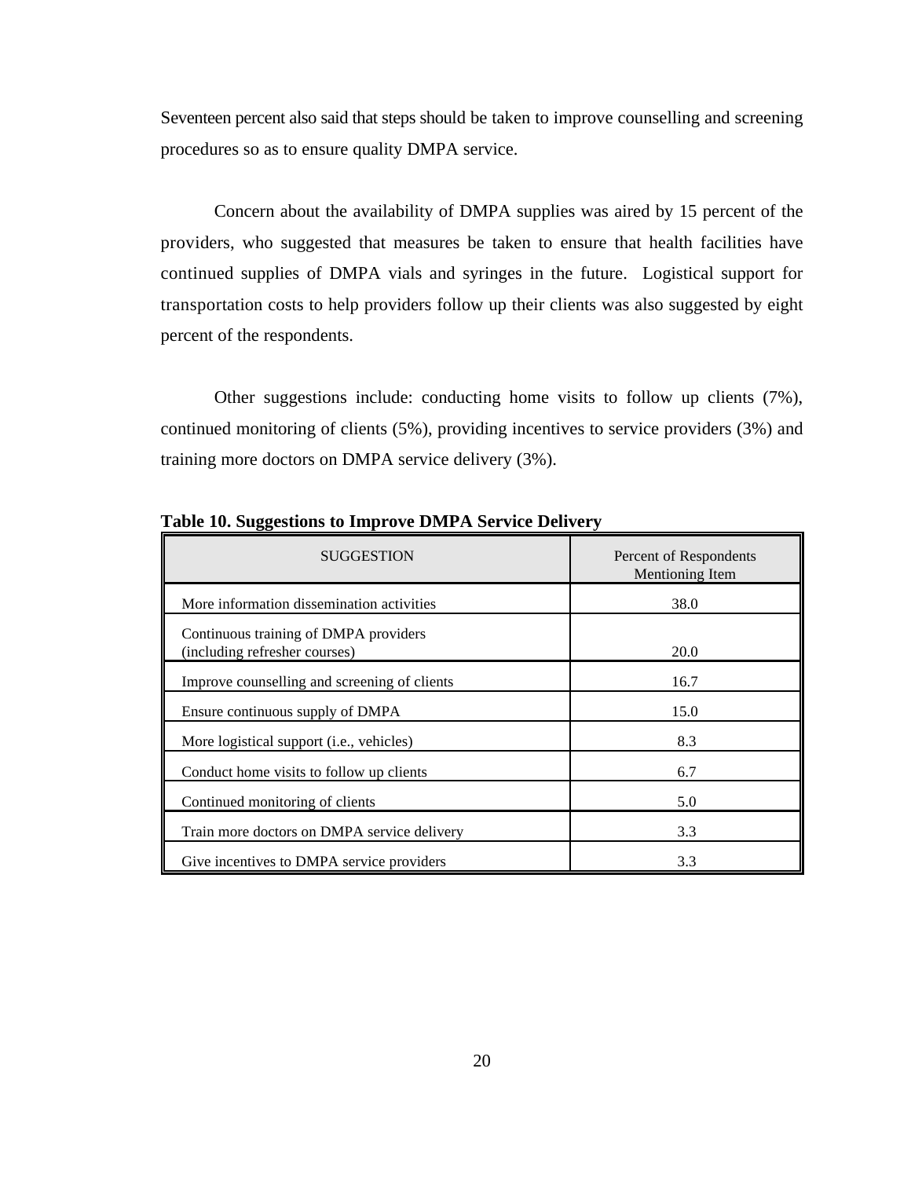Seventeen percent also said that steps should be taken to improve counselling and screening procedures so as to ensure quality DMPA service.

Concern about the availability of DMPA supplies was aired by 15 percent of the providers, who suggested that measures be taken to ensure that health facilities have continued supplies of DMPA vials and syringes in the future. Logistical support for transportation costs to help providers follow up their clients was also suggested by eight percent of the respondents.

Other suggestions include: conducting home visits to follow up clients (7%), continued monitoring of clients (5%), providing incentives to service providers (3%) and training more doctors on DMPA service delivery (3%).

**Table 10. Suggestions to Improve DMPA Service Delivery**

| SUGGESTION | Percent of Respondents Mentioning Item |
|---|---|
| More information dissemination activities | 38.0 |
| Continuous training of DMPA providers (including refresher courses) | 20.0 |
| Improve counselling and screening of clients | 16.7 |
| Ensure continuous supply of DMPA | 15.0 |
| More logistical support (i.e., vehicles) | 8.3 |
| Conduct home visits to follow up clients | 6.7 |
| Continued monitoring of clients | 5.0 |
| Train more doctors on DMPA service delivery | 3.3 |
| Give incentives to DMPA service providers | 3.3 |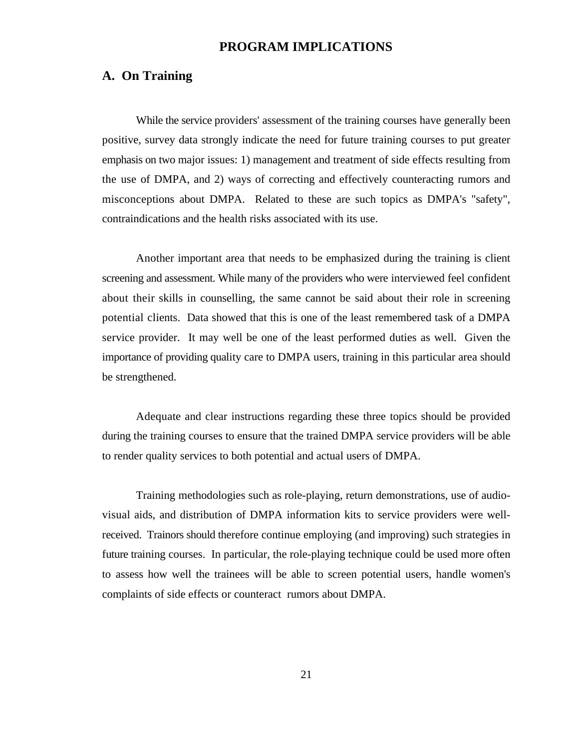# PROGRAM IMPLICATIONS

## A. On Training

While the service providers' assessment of the training courses have generally been positive, survey data strongly indicate the need for future training courses to put greater emphasis on two major issues: 1) management and treatment of side effects resulting from the use of DMPA, and 2) ways of correcting and effectively counteracting rumors and misconceptions about DMPA. Related to these are such topics as DMPA's "safety", contraindications and the health risks associated with its use.

Another important area that needs to be emphasized during the training is client screening and assessment. While many of the providers who were interviewed feel confident about their skills in counselling, the same cannot be said about their role in screening potential clients. Data showed that this is one of the least remembered task of a DMPA service provider. It may well be one of the least performed duties as well. Given the importance of providing quality care to DMPA users, training in this particular area should be strengthened.

Adequate and clear instructions regarding these three topics should be provided during the training courses to ensure that the trained DMPA service providers will be able to render quality services to both potential and actual users of DMPA.

Training methodologies such as role-playing, return demonstrations, use of audio-visual aids, and distribution of DMPA information kits to service providers were well-received. Trainors should therefore continue employing (and improving) such strategies in future training courses. In particular, the role-playing technique could be used more often to assess how well the trainees will be able to screen potential users, handle women's complaints of side effects or counteract rumors about DMPA.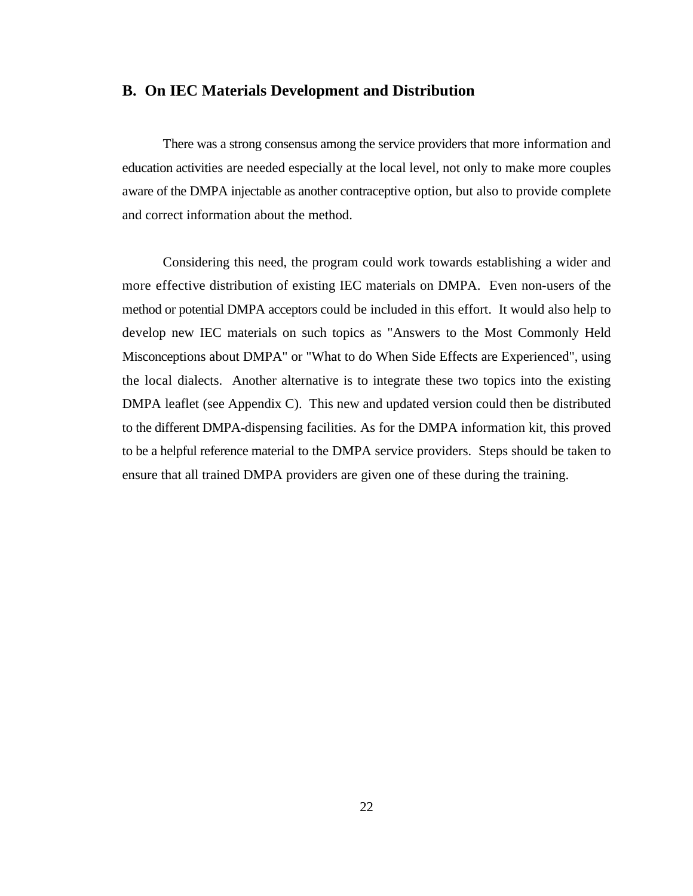## B. On IEC Materials Development and Distribution

There was a strong consensus among the service providers that more information and education activities are needed especially at the local level, not only to make more couples aware of the DMPA injectable as another contraceptive option, but also to provide complete and correct information about the method.

Considering this need, the program could work towards establishing a wider and more effective distribution of existing IEC materials on DMPA. Even non-users of the method or potential DMPA acceptors could be included in this effort. It would also help to develop new IEC materials on such topics as "Answers to the Most Commonly Held Misconceptions about DMPA" or "What to do When Side Effects are Experienced", using the local dialects. Another alternative is to integrate these two topics into the existing DMPA leaflet (see Appendix C). This new and updated version could then be distributed to the different DMPA-dispensing facilities. As for the DMPA information kit, this proved to be a helpful reference material to the DMPA service providers. Steps should be taken to ensure that all trained DMPA providers are given one of these during the training.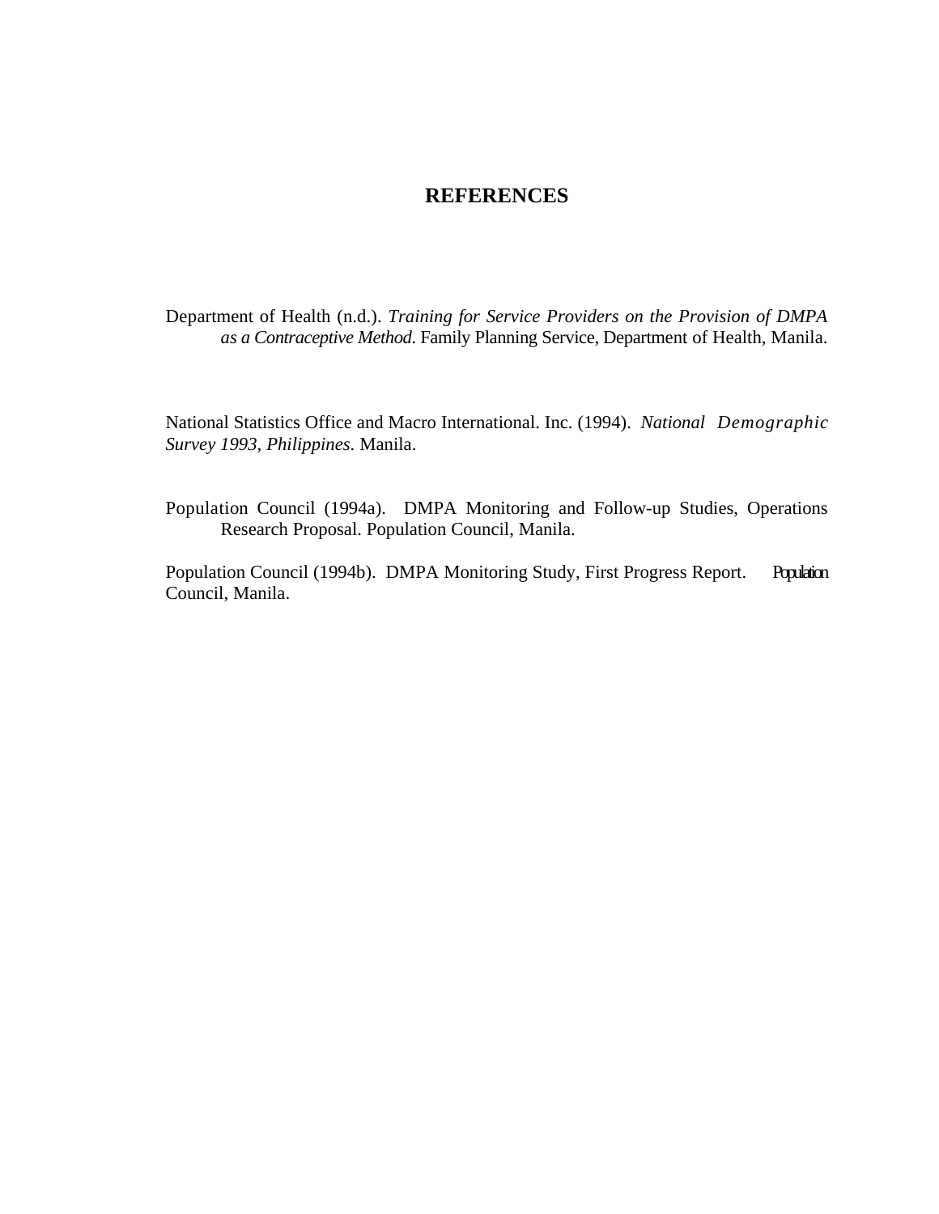# REFERENCES

Department of Health (n.d.). *Training for Service Providers on the Provision of DMPA as a Contraceptive Method*. Family Planning Service, Department of Health, Manila.

National Statistics Office and Macro International. Inc. (1994). *National Demographic Survey 1993, Philippines*. Manila.

Population Council (1994a). DMPA Monitoring and Follow-up Studies, Operations Research Proposal. Population Council, Manila.

Population Council (1994b). DMPA Monitoring Study, First Progress Report. Population Council, Manila.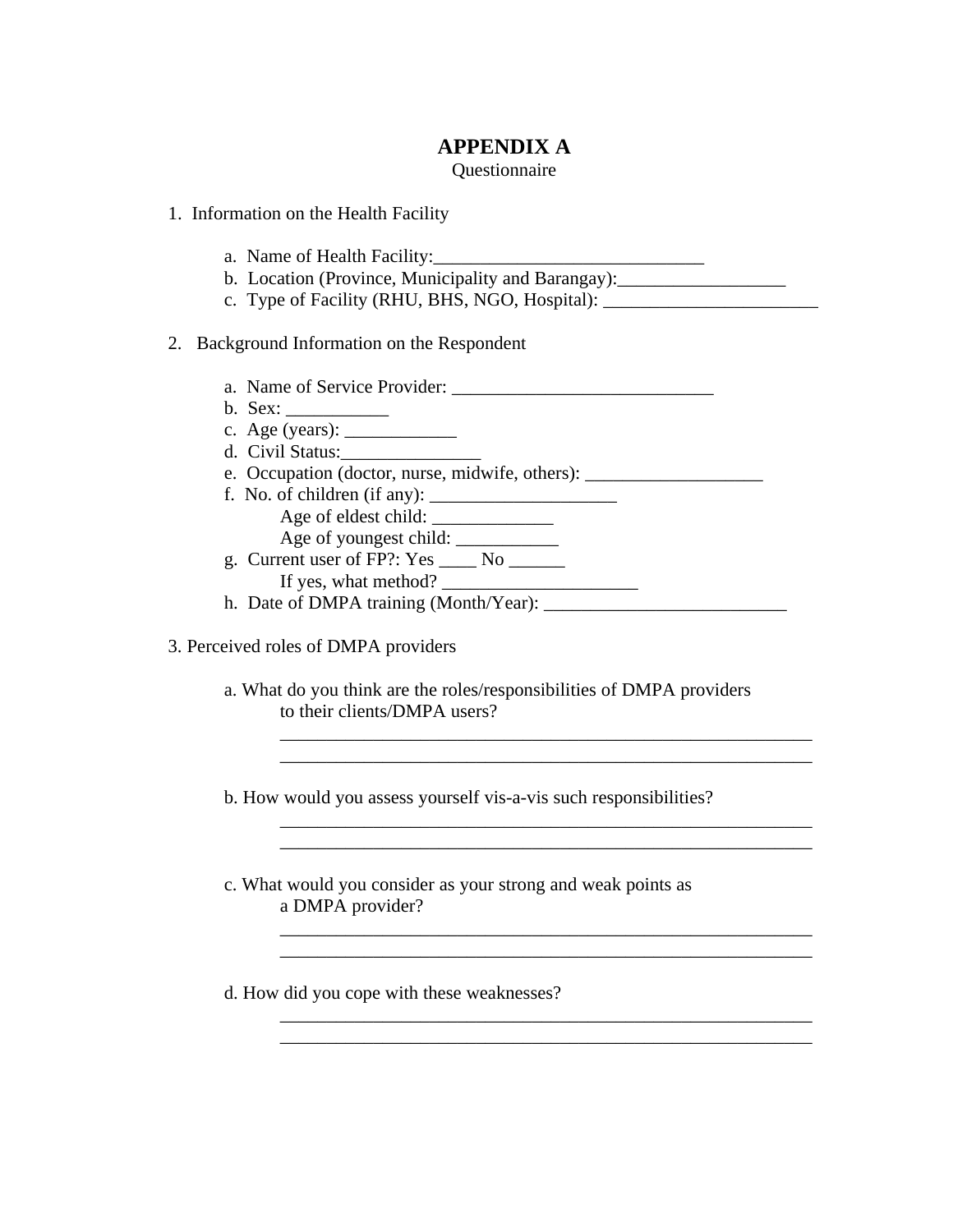# APPENDIX A

Questionnaire

1. Information on the Health Facility

   a. Name of Health Facility:_____________________________

   b. Location (Province, Municipality and Barangay):__________________

   c. Type of Facility (RHU, BHS, NGO, Hospital): _______________________

2. Background Information on the Respondent

   a. Name of Service Provider: ____________________________

   b. Sex: ___________

   c. Age (years): ____________

   d. Civil Status:_______________

   e. Occupation (doctor, nurse, midwife, others): ___________________

   f. No. of children (if any): ____________________

      Age of eldest child: _____________

      Age of youngest child: ___________

   g. Current user of FP?: Yes ____ No ______

      If yes, what method? _____________________

   h. Date of DMPA training (Month/Year): __________________________

3. Perceived roles of DMPA providers

   a. What do you think are the roles/responsibilities of DMPA providers to their clients/DMPA users?

      ____________________________________________________________

      ____________________________________________________________

   b. How would you assess yourself vis-a-vis such responsibilities?

      ____________________________________________________________

      ____________________________________________________________

   c. What would you consider as your strong and weak points as a DMPA provider?

      ____________________________________________________________

      ____________________________________________________________

   d. How did you cope with these weaknesses?

      ____________________________________________________________

      ____________________________________________________________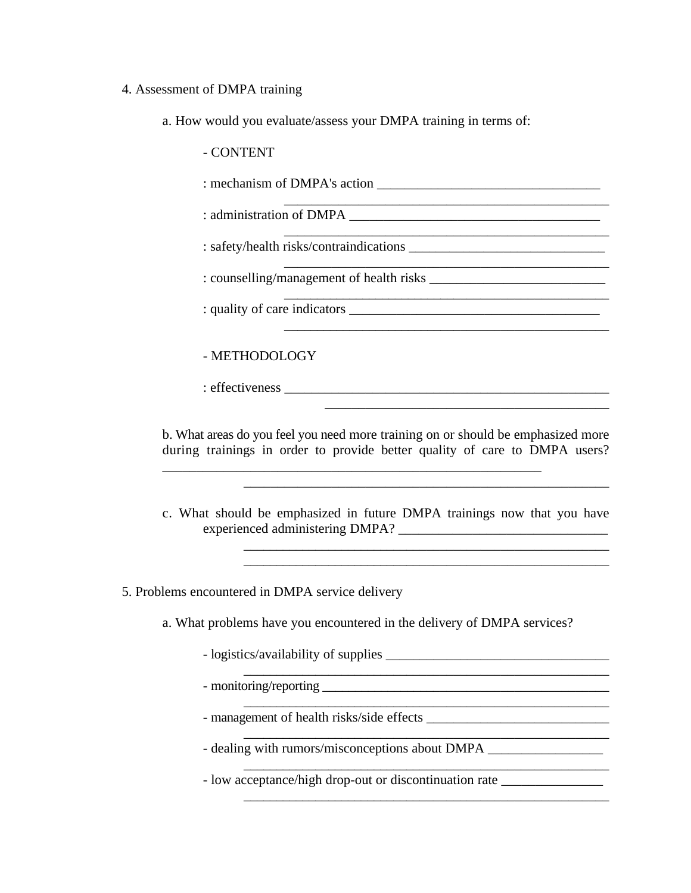4. Assessment of DMPA training

a. How would you evaluate/assess your DMPA training in terms of:

- CONTENT

: mechanism of DMPA's action _________________________________
_________________________________________________

: administration of DMPA _____________________________________
_________________________________________________

: safety/health risks/contraindications _____________________________
_________________________________________________

: counselling/management of health risks __________________________
_________________________________________________

: quality of care indicators _____________________________________
_________________________________________________

- METHODOLOGY

: effectiveness ___________________________________________________
_______________________________________________

b. What areas do you feel you need more training on or should be emphasized more during trainings in order to provide better quality of care to DMPA users? __________________________________________________________
_______________________________________________________

c. What should be emphasized in future DMPA trainings now that you have experienced administering DMPA? _______________________________
_______________________________________________________
_______________________________________________________

5. Problems encountered in DMPA service delivery

a. What problems have you encountered in the delivery of DMPA services?

- logistics/availability of supplies _________________________________
_______________________________________________________

- monitoring/reporting _____________________________________________
_______________________________________________________

- management of health risks/side effects ___________________________
_______________________________________________________

- dealing with rumors/misconceptions about DMPA _________________
_______________________________________________________

- low acceptance/high drop-out or discontinuation rate _______________
_______________________________________________________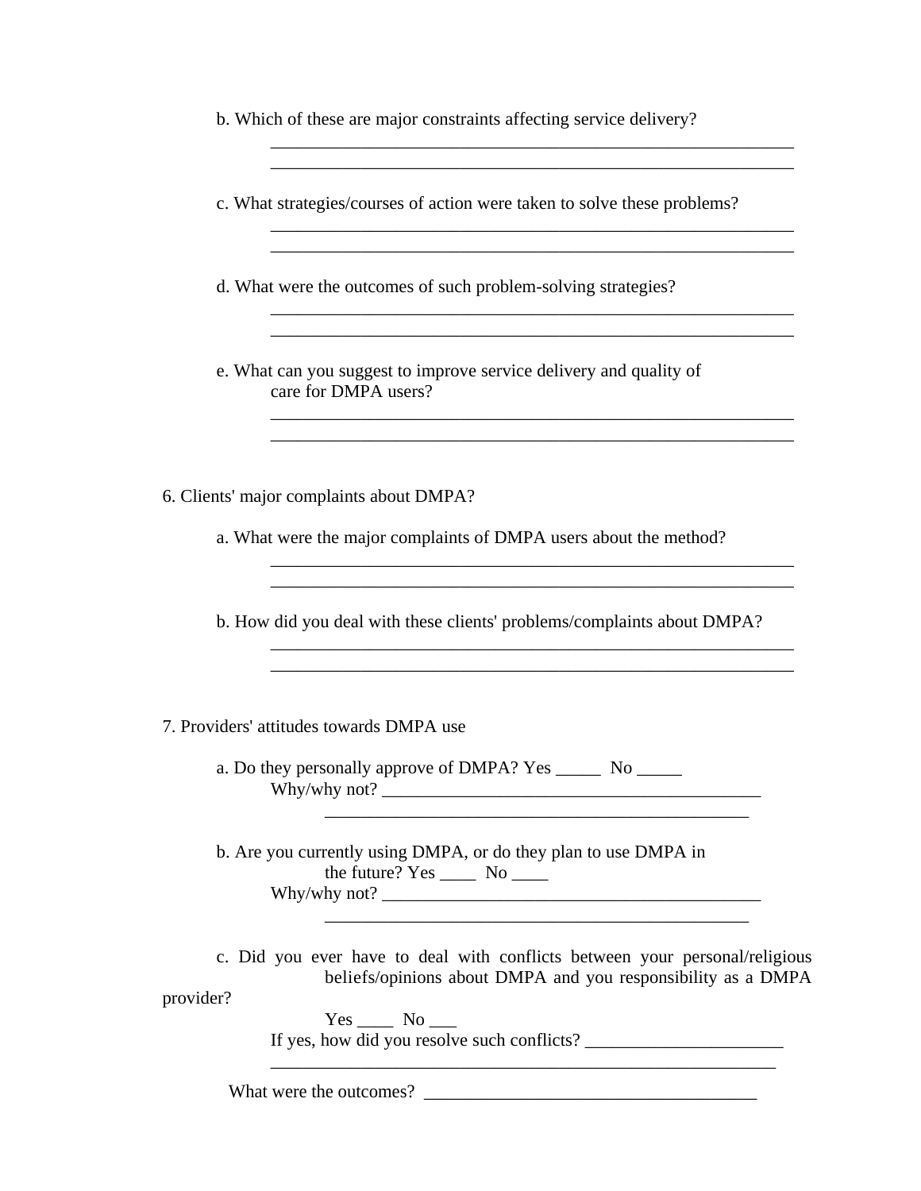b. Which of these are major constraints affecting service delivery?

______________________________________________________________
______________________________________________________________

c. What strategies/courses of action were taken to solve these problems?

______________________________________________________________
______________________________________________________________

d. What were the outcomes of such problem-solving strategies?

______________________________________________________________
______________________________________________________________

e. What can you suggest to improve service delivery and quality of care for DMPA users?

______________________________________________________________
______________________________________________________________

6. Clients' major complaints about DMPA?

a. What were the major complaints of DMPA users about the method?

______________________________________________________________
______________________________________________________________

b. How did you deal with these clients' problems/complaints about DMPA?

______________________________________________________________
______________________________________________________________

7. Providers' attitudes towards DMPA use

a. Do they personally approve of DMPA? Yes _____ No _____
Why/why not? ___________________________________________
________________________________________________

b. Are you currently using DMPA, or do they plan to use DMPA in the future? Yes ____ No ____
Why/why not? ___________________________________________
________________________________________________

c. Did you ever have to deal with conflicts between your personal/religious beliefs/opinions about DMPA and you responsibility as a DMPA provider?

Yes ____ No ___
If yes, how did you resolve such conflicts? ______________________
__________________________________________________________

What were the outcomes? ______________________________________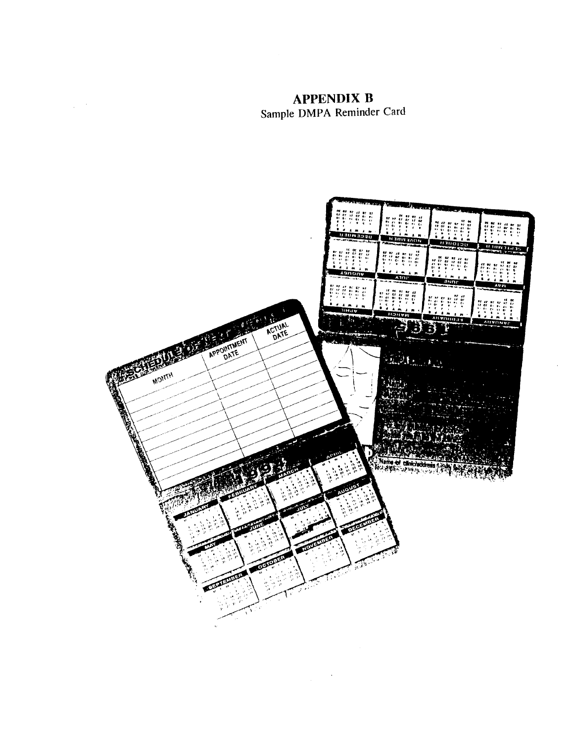## APPENDIX B
Sample DMPA Reminder Card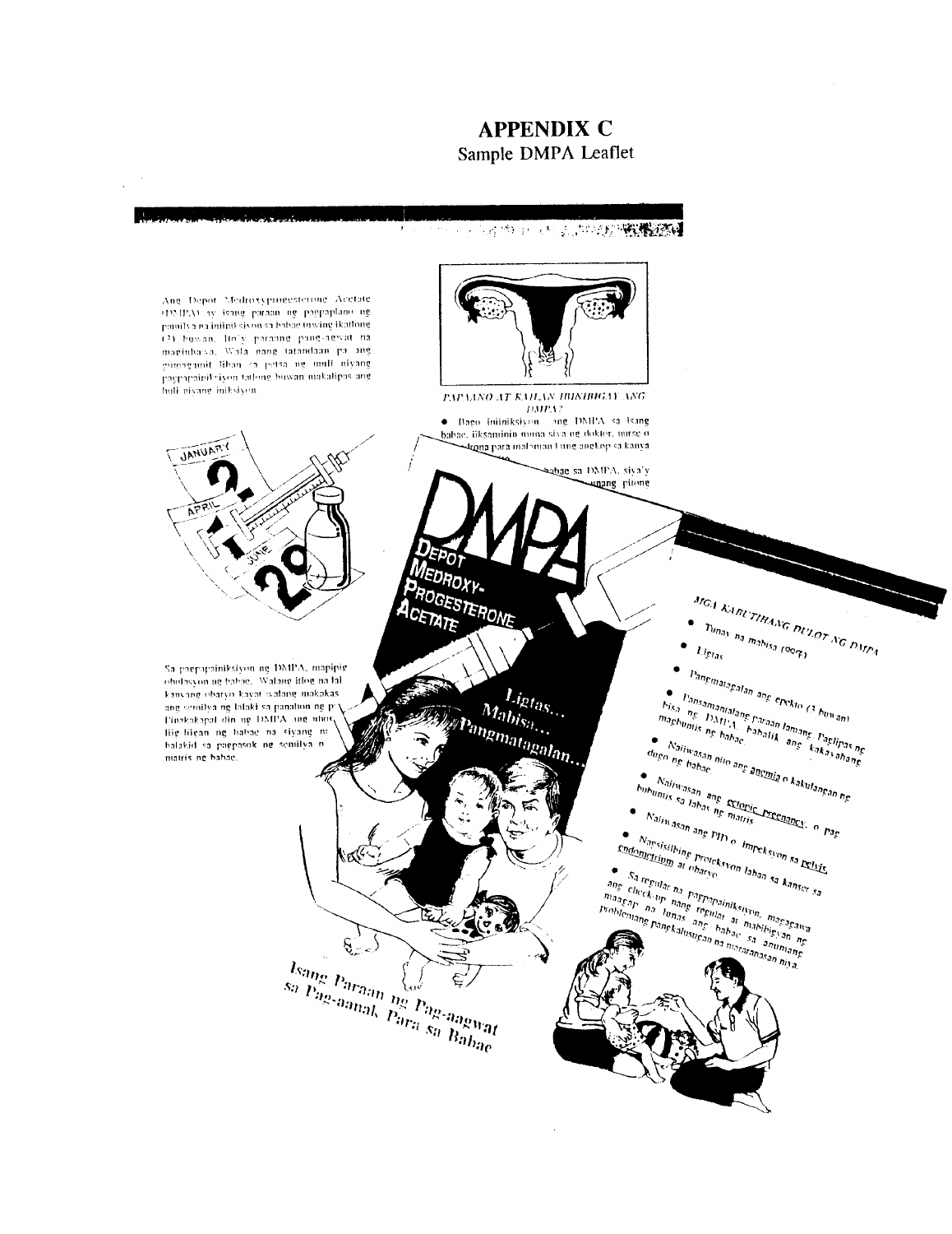# APPENDIX C

## Sample DMPA Leaflet

Ang Depot Medroxyprogesterone Acetate (DMPA) ay isang paraan ng pagpaplano ng pamilya na iniiniksiyon sa babae tuwing ikatlong (3) buwan. Ito'y paraang pang-agwat na maginhawa. Wala nang tatandaan pa ang gumagamit liban sa petsa ng muli niyang pagpapainiksiyon tatlong buwan makalipas ang huli niyang iniksiyon.

*PAPAANO AT KAILAN IBINIBIGAY ANG DMPA?*

- Bago iniiniksiyon ang DMPA sa isang babae, iiksaminin muna siya ng doktor, nurse o ...drona para malaman kung angkop sa kanya ...

...babae sa DMPA, siya'y ...unang pitong ...

Sa pagpapainiksiyon ng DMPA, napipig obulasyon ng babae. Walang itlog na lal kanyang obaryo kaya't walang makakas ang semilya ng lalaki sa panahon ng p Pinakakapal din ng DMPA ang uhog lig liican ng babae na siyang n balakid sa pagpasok ng semilya n matris ng babae.

# DMPA

DEPOT MEDROXY-PROGESTERONE ACETATE

Ligtas... Mabisa... Pangmatagalan...

Isang Paraan ng Pag-aagwat sa Pag-aanak Para sa Babae

### MGA KABUTIHANG DULOT NG DMPA

- Tunay na mabisa (99%)
- Ligtas
- Pangmatagalan ang epekto (3 buwan)
- Pansamantalang paraan lamang. Paglipas ng bisa ng DMPA, babalik ang kakayahang magbuntis ng babae.
- Naiiwasan nito ang anemia o kakulangan ng dugo ng babae.
- Naiiwasan ang ectopic pregnancy, o pagbubuntis sa labas ng matris.
- Naiiwasan ang PID o impeksyon sa pelvis.
- Nagsisilbing proteksyon laban sa kanser sa endometrium at obaryo.
- Sa regular na pagpapainiksiyon, magagawa ang check-up nang regular at mabibigyan ng maagap na lunas ang babae sa anumang problemang pangkalusugan na mararanasan niya.